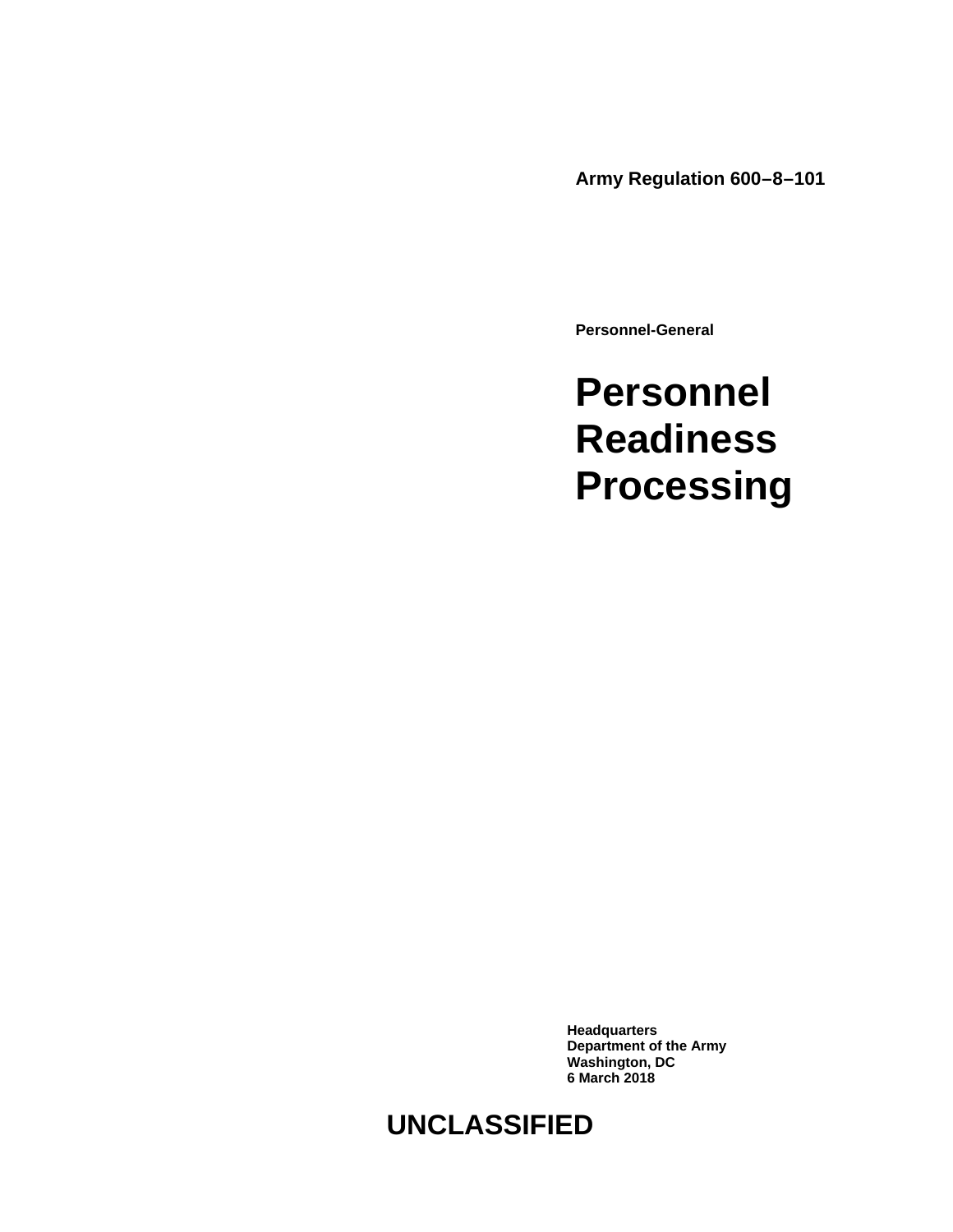**Army Regulation 600–8–101**

**Personnel-General**

# Personnel Readiness Processing

**Headquarters**
**Department of the Army**
**Washington, DC**
**6 March 2018**

**UNCLASSIFIED**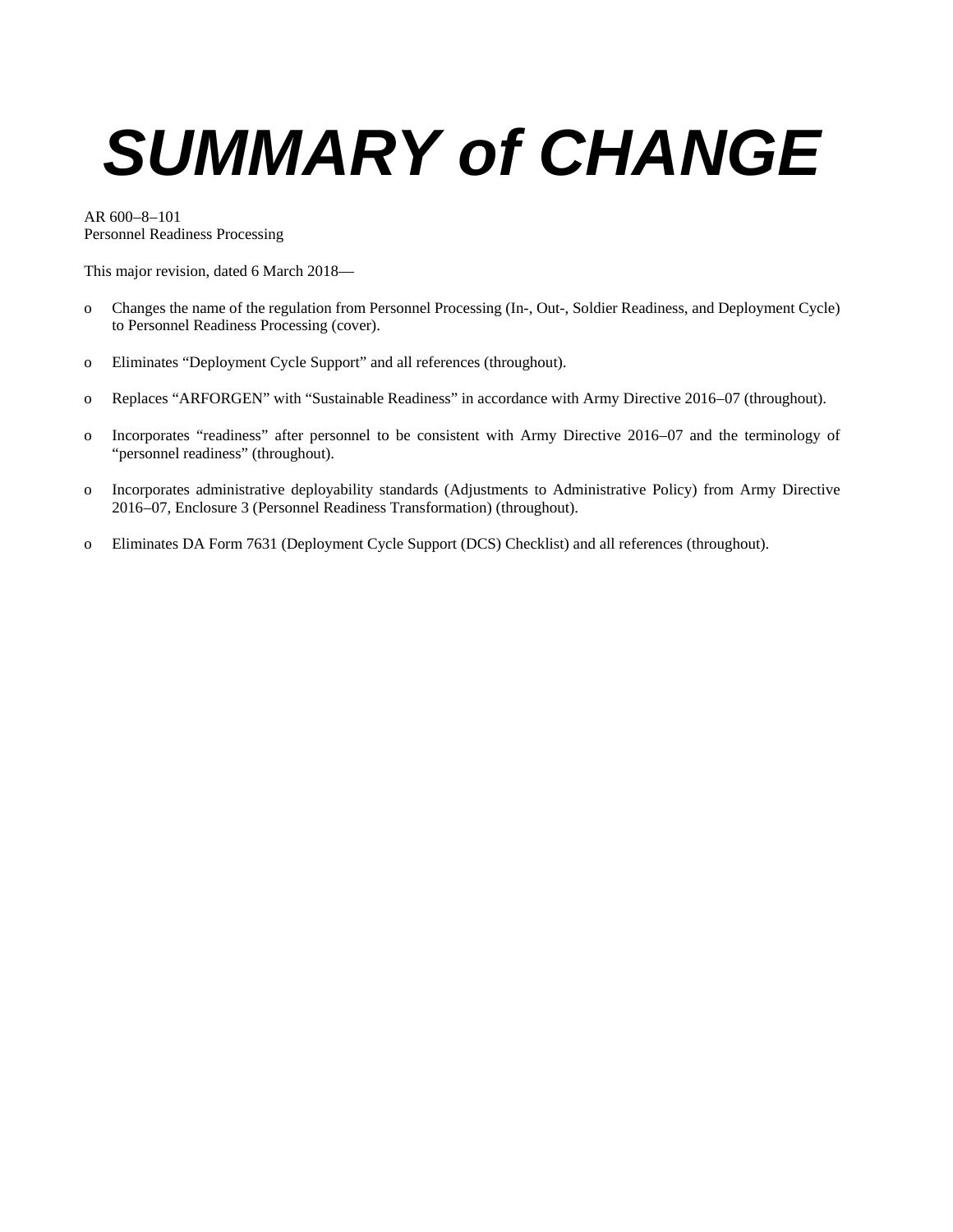# SUMMARY of CHANGE

AR 600–8–101
Personnel Readiness Processing

This major revision, dated 6 March 2018—

- Changes the name of the regulation from Personnel Processing (In-, Out-, Soldier Readiness, and Deployment Cycle) to Personnel Readiness Processing (cover).

- Eliminates "Deployment Cycle Support" and all references (throughout).

- Replaces "ARFORGEN" with "Sustainable Readiness" in accordance with Army Directive 2016–07 (throughout).

- Incorporates "readiness" after personnel to be consistent with Army Directive 2016–07 and the terminology of "personnel readiness" (throughout).

- Incorporates administrative deployability standards (Adjustments to Administrative Policy) from Army Directive 2016–07, Enclosure 3 (Personnel Readiness Transformation) (throughout).

- Eliminates DA Form 7631 (Deployment Cycle Support (DCS) Checklist) and all references (throughout).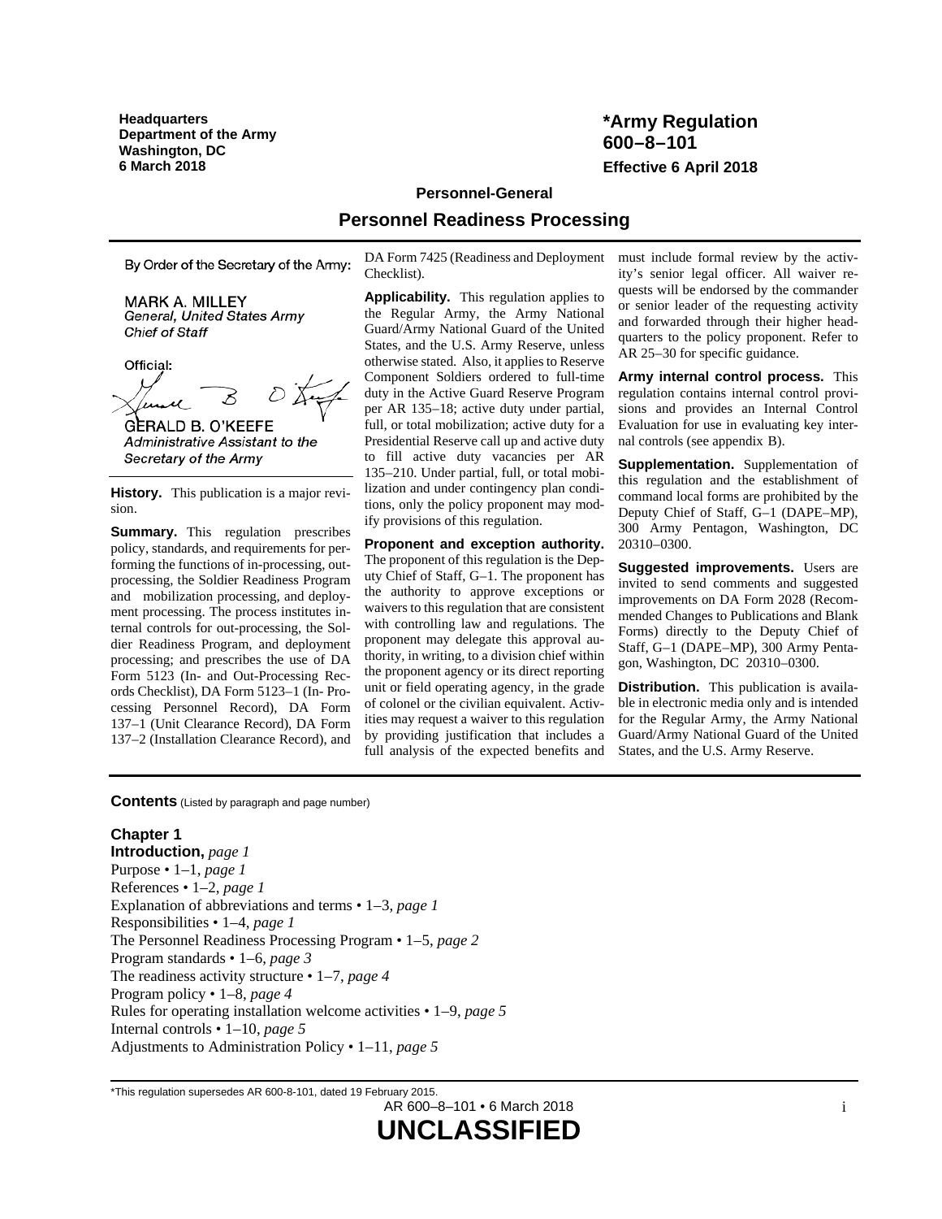**Headquarters**
**Department of the Army**
**Washington, DC**
**6 March 2018**

**\*Army Regulation 600–8–101**

**Effective 6 April 2018**

**Personnel-General**

## Personnel Readiness Processing

By Order of the Secretary of the Army:

MARK A. MILLEY
*General, United States Army*
*Chief of Staff*

Official:

GERALD B. O'KEEFE
*Administrative Assistant to the Secretary of the Army*

**History.** This publication is a major revision.

**Summary.** This regulation prescribes policy, standards, and requirements for performing the functions of in-processing, out-processing, the Soldier Readiness Program and mobilization processing, and deployment processing. The process institutes internal controls for out-processing, the Soldier Readiness Program, and deployment processing; and prescribes the use of DA Form 5123 (In- and Out-Processing Records Checklist), DA Form 5123–1 (In- Processing Personnel Record), DA Form 137–1 (Unit Clearance Record), DA Form 137–2 (Installation Clearance Record), and DA Form 7425 (Readiness and Deployment Checklist).

**Applicability.** This regulation applies to the Regular Army, the Army National Guard/Army National Guard of the United States, and the U.S. Army Reserve, unless otherwise stated. Also, it applies to Reserve Component Soldiers ordered to full-time duty in the Active Guard Reserve Program per AR 135–18; active duty under partial, full, or total mobilization; active duty for a Presidential Reserve call up and active duty to fill active duty vacancies per AR 135–210. Under partial, full, or total mobilization and under contingency plan conditions, only the policy proponent may modify provisions of this regulation.

**Proponent and exception authority.** The proponent of this regulation is the Deputy Chief of Staff, G–1. The proponent has the authority to approve exceptions or waivers to this regulation that are consistent with controlling law and regulations. The proponent may delegate this approval authority, in writing, to a division chief within the proponent agency or its direct reporting unit or field operating agency, in the grade of colonel or the civilian equivalent. Activities may request a waiver to this regulation by providing justification that includes a full analysis of the expected benefits and must include formal review by the activity's senior legal officer. All waiver requests will be endorsed by the commander or senior leader of the requesting activity and forwarded through their higher headquarters to the policy proponent. Refer to AR 25–30 for specific guidance.

**Army internal control process.** This regulation contains internal control provisions and provides an Internal Control Evaluation for use in evaluating key internal controls (see appendix B).

**Supplementation.** Supplementation of this regulation and the establishment of command local forms are prohibited by the Deputy Chief of Staff, G–1 (DAPE–MP), 300 Army Pentagon, Washington, DC 20310–0300.

**Suggested improvements.** Users are invited to send comments and suggested improvements on DA Form 2028 (Recommended Changes to Publications and Blank Forms) directly to the Deputy Chief of Staff, G–1 (DAPE–MP), 300 Army Pentagon, Washington, DC 20310–0300.

**Distribution.** This publication is available in electronic media only and is intended for the Regular Army, the Army National Guard/Army National Guard of the United States, and the U.S. Army Reserve.

**Contents** (Listed by paragraph and page number)

**Chapter 1**
**Introduction,** *page 1*
Purpose • 1–1, *page 1*
References • 1–2, *page 1*
Explanation of abbreviations and terms • 1–3, *page 1*
Responsibilities • 1–4, *page 1*
The Personnel Readiness Processing Program • 1–5, *page 2*
Program standards • 1–6, *page 3*
The readiness activity structure • 1–7, *page 4*
Program policy • 1–8, *page 4*
Rules for operating installation welcome activities • 1–9, *page 5*
Internal controls • 1–10, *page 5*
Adjustments to Administration Policy • 1–11, *page 5*

\*This regulation supersedes AR 600-8-101, dated 19 February 2015.

**UNCLASSIFIED**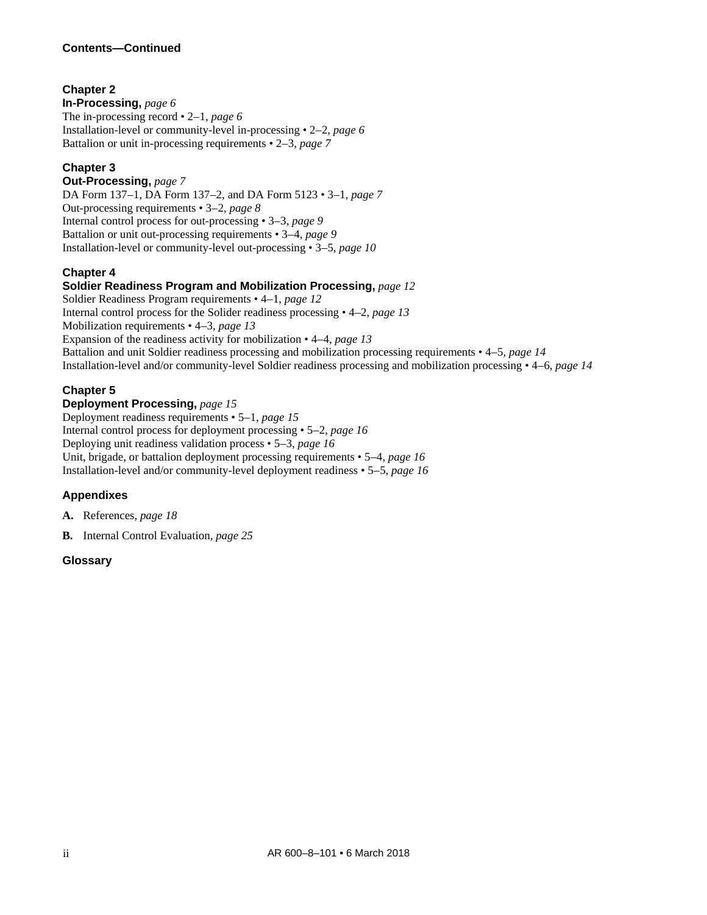**Contents—Continued**

**Chapter 2**
**In-Processing,** *page 6*
The in-processing record • 2–1, *page 6*
Installation-level or community-level in-processing • 2–2, *page 6*
Battalion or unit in-processing requirements • 2–3, *page 7*

**Chapter 3**
**Out-Processing,** *page 7*
DA Form 137–1, DA Form 137–2, and DA Form 5123 • 3–1, *page 7*
Out-processing requirements • 3–2, *page 8*
Internal control process for out-processing • 3–3, *page 9*
Battalion or unit out-processing requirements • 3–4, *page 9*
Installation-level or community-level out-processing • 3–5, *page 10*

**Chapter 4**
**Soldier Readiness Program and Mobilization Processing,** *page 12*
Soldier Readiness Program requirements • 4–1, *page 12*
Internal control process for the Solider readiness processing • 4–2, *page 13*
Mobilization requirements • 4–3, *page 13*
Expansion of the readiness activity for mobilization • 4–4, *page 13*
Battalion and unit Soldier readiness processing and mobilization processing requirements • 4–5, *page 14*
Installation-level and/or community-level Soldier readiness processing and mobilization processing • 4–6, *page 14*

**Chapter 5**
**Deployment Processing,** *page 15*
Deployment readiness requirements • 5–1, *page 15*
Internal control process for deployment processing • 5–2, *page 16*
Deploying unit readiness validation process • 5–3, *page 16*
Unit, brigade, or battalion deployment processing requirements • 5–4, *page 16*
Installation-level and/or community-level deployment readiness • 5–5, *page 16*

**Appendixes**

**A.** References, *page 18*

**B.** Internal Control Evaluation, *page 25*

**Glossary**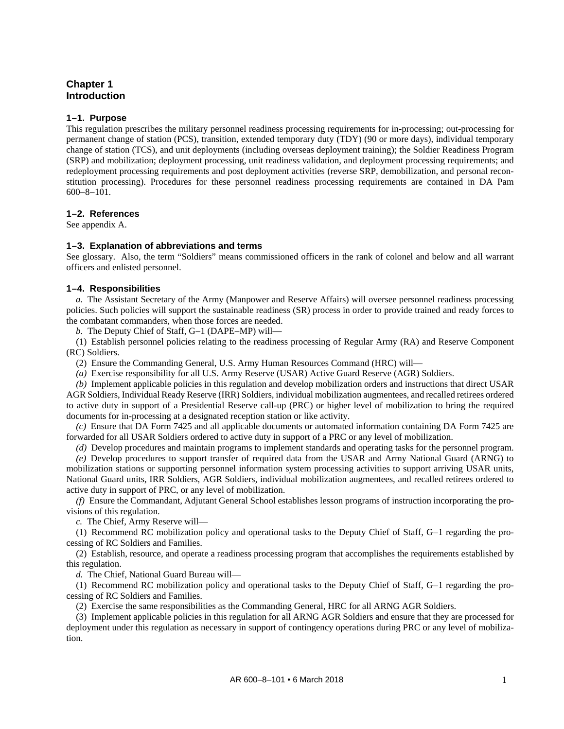# Chapter 1
# Introduction

### 1–1. Purpose

This regulation prescribes the military personnel readiness processing requirements for in-processing; out-processing for permanent change of station (PCS), transition, extended temporary duty (TDY) (90 or more days), individual temporary change of station (TCS), and unit deployments (including overseas deployment training); the Soldier Readiness Program (SRP) and mobilization; deployment processing, unit readiness validation, and deployment processing requirements; and redeployment processing requirements and post deployment activities (reverse SRP, demobilization, and personal reconstitution processing). Procedures for these personnel readiness processing requirements are contained in DA Pam 600–8–101.

### 1–2. References

See appendix A.

### 1–3. Explanation of abbreviations and terms

See glossary. Also, the term "Soldiers" means commissioned officers in the rank of colonel and below and all warrant officers and enlisted personnel.

### 1–4. Responsibilities

*a.* The Assistant Secretary of the Army (Manpower and Reserve Affairs) will oversee personnel readiness processing policies. Such policies will support the sustainable readiness (SR) process in order to provide trained and ready forces to the combatant commanders, when those forces are needed.

*b.* The Deputy Chief of Staff, G–1 (DAPE–MP) will—

(1) Establish personnel policies relating to the readiness processing of Regular Army (RA) and Reserve Component (RC) Soldiers.

(2) Ensure the Commanding General, U.S. Army Human Resources Command (HRC) will—

*(a)* Exercise responsibility for all U.S. Army Reserve (USAR) Active Guard Reserve (AGR) Soldiers.

*(b)* Implement applicable policies in this regulation and develop mobilization orders and instructions that direct USAR AGR Soldiers, Individual Ready Reserve (IRR) Soldiers, individual mobilization augmentees, and recalled retirees ordered to active duty in support of a Presidential Reserve call-up (PRC) or higher level of mobilization to bring the required documents for in-processing at a designated reception station or like activity.

*(c)* Ensure that DA Form 7425 and all applicable documents or automated information containing DA Form 7425 are forwarded for all USAR Soldiers ordered to active duty in support of a PRC or any level of mobilization.

*(d)* Develop procedures and maintain programs to implement standards and operating tasks for the personnel program.

*(e)* Develop procedures to support transfer of required data from the USAR and Army National Guard (ARNG) to mobilization stations or supporting personnel information system processing activities to support arriving USAR units, National Guard units, IRR Soldiers, AGR Soldiers, individual mobilization augmentees, and recalled retirees ordered to active duty in support of PRC, or any level of mobilization.

*(f)* Ensure the Commandant, Adjutant General School establishes lesson programs of instruction incorporating the provisions of this regulation.

*c.* The Chief, Army Reserve will—

(1) Recommend RC mobilization policy and operational tasks to the Deputy Chief of Staff, G–1 regarding the processing of RC Soldiers and Families.

(2) Establish, resource, and operate a readiness processing program that accomplishes the requirements established by this regulation.

*d.* The Chief, National Guard Bureau will—

(1) Recommend RC mobilization policy and operational tasks to the Deputy Chief of Staff, G–1 regarding the processing of RC Soldiers and Families.

(2) Exercise the same responsibilities as the Commanding General, HRC for all ARNG AGR Soldiers.

(3) Implement applicable policies in this regulation for all ARNG AGR Soldiers and ensure that they are processed for deployment under this regulation as necessary in support of contingency operations during PRC or any level of mobilization.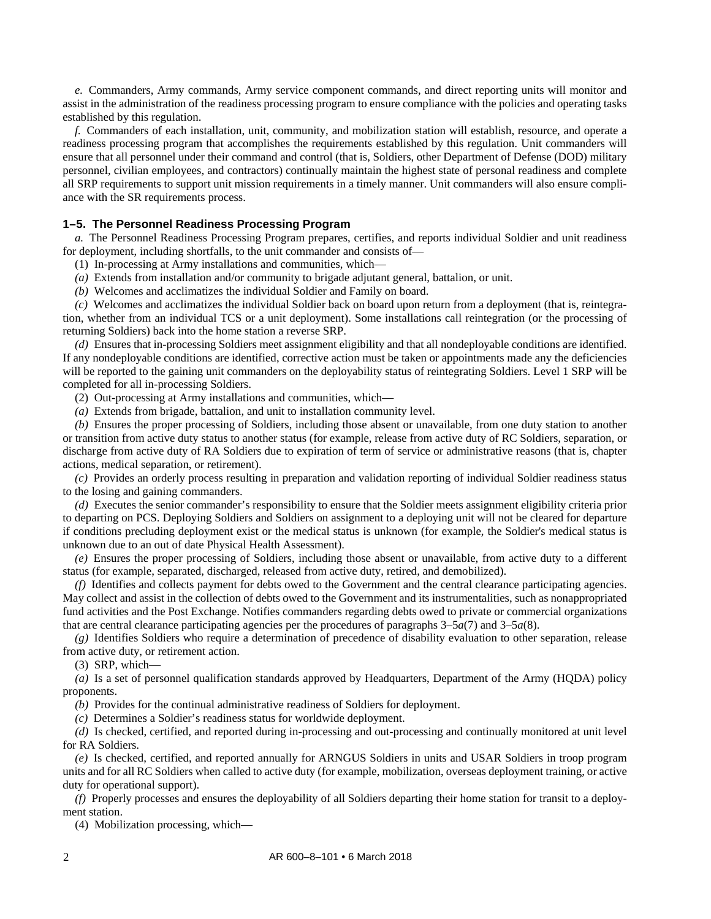*e.* Commanders, Army commands, Army service component commands, and direct reporting units will monitor and assist in the administration of the readiness processing program to ensure compliance with the policies and operating tasks established by this regulation.

*f.* Commanders of each installation, unit, community, and mobilization station will establish, resource, and operate a readiness processing program that accomplishes the requirements established by this regulation. Unit commanders will ensure that all personnel under their command and control (that is, Soldiers, other Department of Defense (DOD) military personnel, civilian employees, and contractors) continually maintain the highest state of personal readiness and complete all SRP requirements to support unit mission requirements in a timely manner. Unit commanders will also ensure compliance with the SR requirements process.

### 1–5. The Personnel Readiness Processing Program

*a.* The Personnel Readiness Processing Program prepares, certifies, and reports individual Soldier and unit readiness for deployment, including shortfalls, to the unit commander and consists of—

(1) In-processing at Army installations and communities, which—

*(a)* Extends from installation and/or community to brigade adjutant general, battalion, or unit.

*(b)* Welcomes and acclimatizes the individual Soldier and Family on board.

*(c)* Welcomes and acclimatizes the individual Soldier back on board upon return from a deployment (that is, reintegration, whether from an individual TCS or a unit deployment). Some installations call reintegration (or the processing of returning Soldiers) back into the home station a reverse SRP.

*(d)* Ensures that in-processing Soldiers meet assignment eligibility and that all nondeployable conditions are identified. If any nondeployable conditions are identified, corrective action must be taken or appointments made any the deficiencies will be reported to the gaining unit commanders on the deployability status of reintegrating Soldiers. Level 1 SRP will be completed for all in-processing Soldiers.

(2) Out-processing at Army installations and communities, which—

*(a)* Extends from brigade, battalion, and unit to installation community level.

*(b)* Ensures the proper processing of Soldiers, including those absent or unavailable, from one duty station to another or transition from active duty status to another status (for example, release from active duty of RC Soldiers, separation, or discharge from active duty of RA Soldiers due to expiration of term of service or administrative reasons (that is, chapter actions, medical separation, or retirement).

*(c)* Provides an orderly process resulting in preparation and validation reporting of individual Soldier readiness status to the losing and gaining commanders.

*(d)* Executes the senior commander's responsibility to ensure that the Soldier meets assignment eligibility criteria prior to departing on PCS. Deploying Soldiers and Soldiers on assignment to a deploying unit will not be cleared for departure if conditions precluding deployment exist or the medical status is unknown (for example, the Soldier's medical status is unknown due to an out of date Physical Health Assessment).

*(e)* Ensures the proper processing of Soldiers, including those absent or unavailable, from active duty to a different status (for example, separated, discharged, released from active duty, retired, and demobilized).

*(f)* Identifies and collects payment for debts owed to the Government and the central clearance participating agencies. May collect and assist in the collection of debts owed to the Government and its instrumentalities, such as nonappropriated fund activities and the Post Exchange. Notifies commanders regarding debts owed to private or commercial organizations that are central clearance participating agencies per the procedures of paragraphs 3–5*a*(7) and 3–5*a*(8).

*(g)* Identifies Soldiers who require a determination of precedence of disability evaluation to other separation, release from active duty, or retirement action.

(3) SRP, which—

*(a)* Is a set of personnel qualification standards approved by Headquarters, Department of the Army (HQDA) policy proponents.

*(b)* Provides for the continual administrative readiness of Soldiers for deployment.

*(c)* Determines a Soldier's readiness status for worldwide deployment.

*(d)* Is checked, certified, and reported during in-processing and out-processing and continually monitored at unit level for RA Soldiers.

*(e)* Is checked, certified, and reported annually for ARNGUS Soldiers in units and USAR Soldiers in troop program units and for all RC Soldiers when called to active duty (for example, mobilization, overseas deployment training, or active duty for operational support).

*(f)* Properly processes and ensures the deployability of all Soldiers departing their home station for transit to a deployment station.

(4) Mobilization processing, which—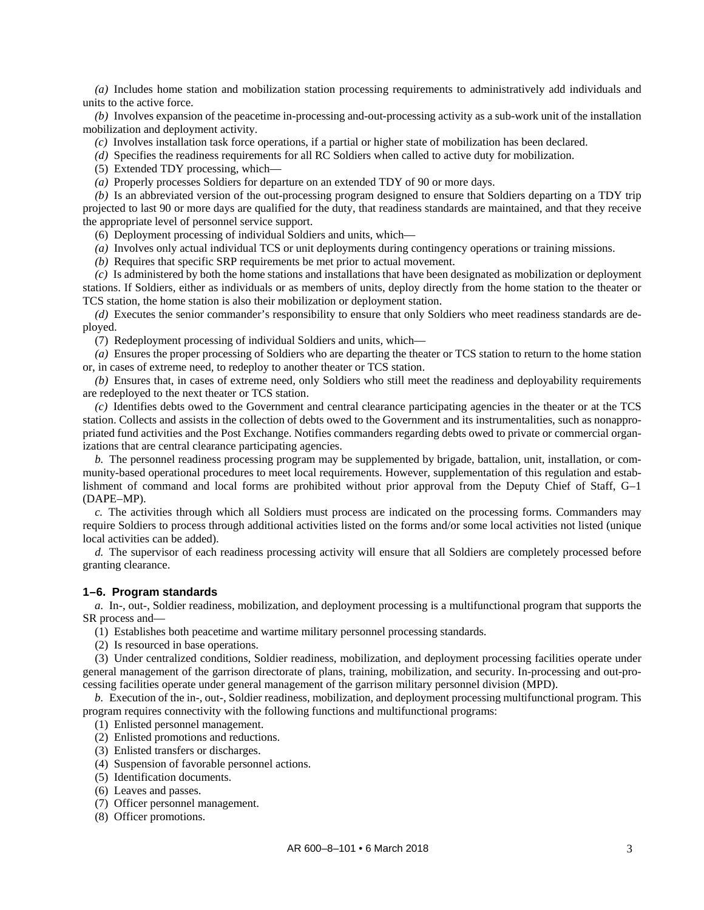*(a)* Includes home station and mobilization station processing requirements to administratively add individuals and units to the active force.

*(b)* Involves expansion of the peacetime in-processing and-out-processing activity as a sub-work unit of the installation mobilization and deployment activity.

*(c)* Involves installation task force operations, if a partial or higher state of mobilization has been declared.

*(d)* Specifies the readiness requirements for all RC Soldiers when called to active duty for mobilization.

(5) Extended TDY processing, which—

*(a)* Properly processes Soldiers for departure on an extended TDY of 90 or more days.

*(b)* Is an abbreviated version of the out-processing program designed to ensure that Soldiers departing on a TDY trip projected to last 90 or more days are qualified for the duty, that readiness standards are maintained, and that they receive the appropriate level of personnel service support.

(6) Deployment processing of individual Soldiers and units, which—

*(a)* Involves only actual individual TCS or unit deployments during contingency operations or training missions.

*(b)* Requires that specific SRP requirements be met prior to actual movement.

*(c)* Is administered by both the home stations and installations that have been designated as mobilization or deployment stations. If Soldiers, either as individuals or as members of units, deploy directly from the home station to the theater or TCS station, the home station is also their mobilization or deployment station.

*(d)* Executes the senior commander's responsibility to ensure that only Soldiers who meet readiness standards are deployed.

(7) Redeployment processing of individual Soldiers and units, which—

*(a)* Ensures the proper processing of Soldiers who are departing the theater or TCS station to return to the home station or, in cases of extreme need, to redeploy to another theater or TCS station.

*(b)* Ensures that, in cases of extreme need, only Soldiers who still meet the readiness and deployability requirements are redeployed to the next theater or TCS station.

*(c)* Identifies debts owed to the Government and central clearance participating agencies in the theater or at the TCS station. Collects and assists in the collection of debts owed to the Government and its instrumentalities, such as nonappropriated fund activities and the Post Exchange. Notifies commanders regarding debts owed to private or commercial organizations that are central clearance participating agencies.

*b.* The personnel readiness processing program may be supplemented by brigade, battalion, unit, installation, or community-based operational procedures to meet local requirements. However, supplementation of this regulation and establishment of command and local forms are prohibited without prior approval from the Deputy Chief of Staff, G–1 (DAPE–MP).

*c.* The activities through which all Soldiers must process are indicated on the processing forms. Commanders may require Soldiers to process through additional activities listed on the forms and/or some local activities not listed (unique local activities can be added).

*d.* The supervisor of each readiness processing activity will ensure that all Soldiers are completely processed before granting clearance.

### 1–6. Program standards

*a.* In-, out-, Soldier readiness, mobilization, and deployment processing is a multifunctional program that supports the SR process and—

(1) Establishes both peacetime and wartime military personnel processing standards.

(2) Is resourced in base operations.

(3) Under centralized conditions, Soldier readiness, mobilization, and deployment processing facilities operate under general management of the garrison directorate of plans, training, mobilization, and security. In-processing and out-processing facilities operate under general management of the garrison military personnel division (MPD).

*b.* Execution of the in-, out-, Soldier readiness, mobilization, and deployment processing multifunctional program. This program requires connectivity with the following functions and multifunctional programs:

(1) Enlisted personnel management.

(2) Enlisted promotions and reductions.

(3) Enlisted transfers or discharges.

(4) Suspension of favorable personnel actions.

(5) Identification documents.

(6) Leaves and passes.

(7) Officer personnel management.

(8) Officer promotions.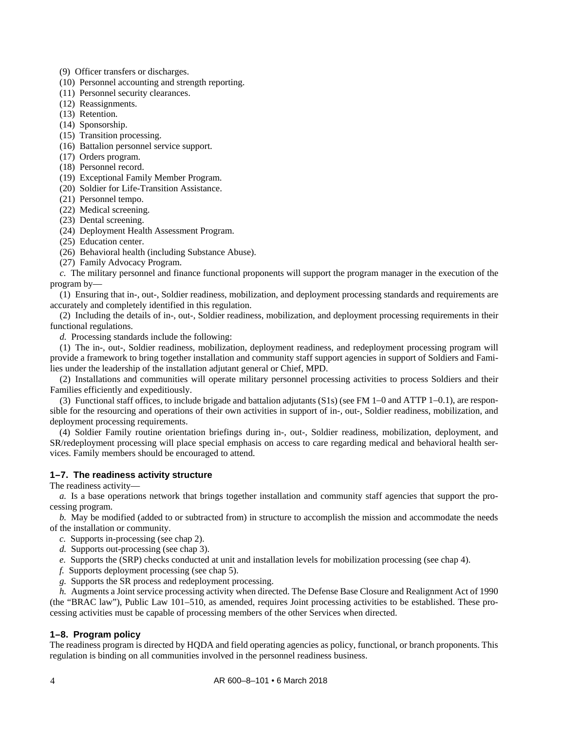(9) Officer transfers or discharges.

(10) Personnel accounting and strength reporting.

(11) Personnel security clearances.

(12) Reassignments.

(13) Retention.

(14) Sponsorship.

(15) Transition processing.

(16) Battalion personnel service support.

(17) Orders program.

(18) Personnel record.

(19) Exceptional Family Member Program.

(20) Soldier for Life-Transition Assistance.

(21) Personnel tempo.

(22) Medical screening.

(23) Dental screening.

(24) Deployment Health Assessment Program.

(25) Education center.

(26) Behavioral health (including Substance Abuse).

(27) Family Advocacy Program.

*c.* The military personnel and finance functional proponents will support the program manager in the execution of the program by—

(1) Ensuring that in-, out-, Soldier readiness, mobilization, and deployment processing standards and requirements are accurately and completely identified in this regulation.

(2) Including the details of in-, out-, Soldier readiness, mobilization, and deployment processing requirements in their functional regulations.

*d.* Processing standards include the following:

(1) The in-, out-, Soldier readiness, mobilization, deployment readiness, and redeployment processing program will provide a framework to bring together installation and community staff support agencies in support of Soldiers and Families under the leadership of the installation adjutant general or Chief, MPD.

(2) Installations and communities will operate military personnel processing activities to process Soldiers and their Families efficiently and expeditiously.

(3) Functional staff offices, to include brigade and battalion adjutants (S1s) (see FM 1–0 and ATTP 1–0.1), are responsible for the resourcing and operations of their own activities in support of in-, out-, Soldier readiness, mobilization, and deployment processing requirements.

(4) Soldier Family routine orientation briefings during in-, out-, Soldier readiness, mobilization, deployment, and SR/redeployment processing will place special emphasis on access to care regarding medical and behavioral health services. Family members should be encouraged to attend.

## 1–7. The readiness activity structure

The readiness activity—

*a.* Is a base operations network that brings together installation and community staff agencies that support the processing program.

*b.* May be modified (added to or subtracted from) in structure to accomplish the mission and accommodate the needs of the installation or community.

*c.* Supports in-processing (see chap 2).

*d.* Supports out-processing (see chap 3).

*e.* Supports the (SRP) checks conducted at unit and installation levels for mobilization processing (see chap 4).

*f.* Supports deployment processing (see chap 5).

*g.* Supports the SR process and redeployment processing.

*h.* Augments a Joint service processing activity when directed. The Defense Base Closure and Realignment Act of 1990 (the "BRAC law"), Public Law 101–510, as amended, requires Joint processing activities to be established. These processing activities must be capable of processing members of the other Services when directed.

## 1–8. Program policy

The readiness program is directed by HQDA and field operating agencies as policy, functional, or branch proponents. This regulation is binding on all communities involved in the personnel readiness business.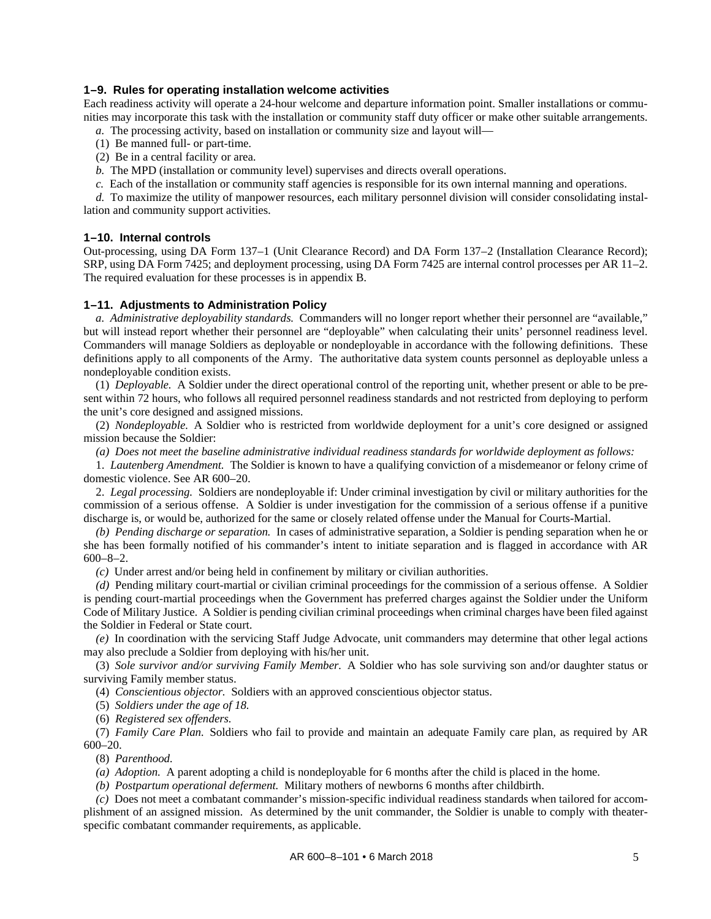### 1–9. Rules for operating installation welcome activities

Each readiness activity will operate a 24-hour welcome and departure information point. Smaller installations or communities may incorporate this task with the installation or community staff duty officer or make other suitable arrangements.

*a.* The processing activity, based on installation or community size and layout will—

(1) Be manned full- or part-time.

(2) Be in a central facility or area.

*b.* The MPD (installation or community level) supervises and directs overall operations.

*c.* Each of the installation or community staff agencies is responsible for its own internal manning and operations.

*d.* To maximize the utility of manpower resources, each military personnel division will consider consolidating installation and community support activities.

### 1–10. Internal controls

Out-processing, using DA Form 137–1 (Unit Clearance Record) and DA Form 137–2 (Installation Clearance Record); SRP, using DA Form 7425; and deployment processing, using DA Form 7425 are internal control processes per AR 11–2. The required evaluation for these processes is in appendix B.

### 1–11. Adjustments to Administration Policy

*a. Administrative deployability standards.* Commanders will no longer report whether their personnel are "available," but will instead report whether their personnel are "deployable" when calculating their units' personnel readiness level. Commanders will manage Soldiers as deployable or nondeployable in accordance with the following definitions. These definitions apply to all components of the Army. The authoritative data system counts personnel as deployable unless a nondeployable condition exists.

(1) *Deployable.* A Soldier under the direct operational control of the reporting unit, whether present or able to be present within 72 hours, who follows all required personnel readiness standards and not restricted from deploying to perform the unit's core designed and assigned missions.

(2) *Nondeployable.* A Soldier who is restricted from worldwide deployment for a unit's core designed or assigned mission because the Soldier:

*(a) Does not meet the baseline administrative individual readiness standards for worldwide deployment as follows:*

1. *Lautenberg Amendment.* The Soldier is known to have a qualifying conviction of a misdemeanor or felony crime of domestic violence. See AR 600–20.

2. *Legal processing.* Soldiers are nondeployable if: Under criminal investigation by civil or military authorities for the commission of a serious offense. A Soldier is under investigation for the commission of a serious offense if a punitive discharge is, or would be, authorized for the same or closely related offense under the Manual for Courts-Martial.

*(b) Pending discharge or separation.* In cases of administrative separation, a Soldier is pending separation when he or she has been formally notified of his commander's intent to initiate separation and is flagged in accordance with AR 600–8–2.

*(c)* Under arrest and/or being held in confinement by military or civilian authorities.

*(d)* Pending military court-martial or civilian criminal proceedings for the commission of a serious offense. A Soldier is pending court-martial proceedings when the Government has preferred charges against the Soldier under the Uniform Code of Military Justice. A Soldier is pending civilian criminal proceedings when criminal charges have been filed against the Soldier in Federal or State court.

*(e)* In coordination with the servicing Staff Judge Advocate, unit commanders may determine that other legal actions may also preclude a Soldier from deploying with his/her unit.

(3) *Sole survivor and/or surviving Family Member.* A Soldier who has sole surviving son and/or daughter status or surviving Family member status.

(4) *Conscientious objector.* Soldiers with an approved conscientious objector status.

(5) *Soldiers under the age of 18.*

(6) *Registered sex offenders.*

(7) *Family Care Plan.* Soldiers who fail to provide and maintain an adequate Family care plan, as required by AR 600–20.

(8) *Parenthood.*

*(a) Adoption.* A parent adopting a child is nondeployable for 6 months after the child is placed in the home.

*(b) Postpartum operational deferment.* Military mothers of newborns 6 months after childbirth.

*(c)* Does not meet a combatant commander's mission-specific individual readiness standards when tailored for accomplishment of an assigned mission. As determined by the unit commander, the Soldier is unable to comply with theater-specific combatant commander requirements, as applicable.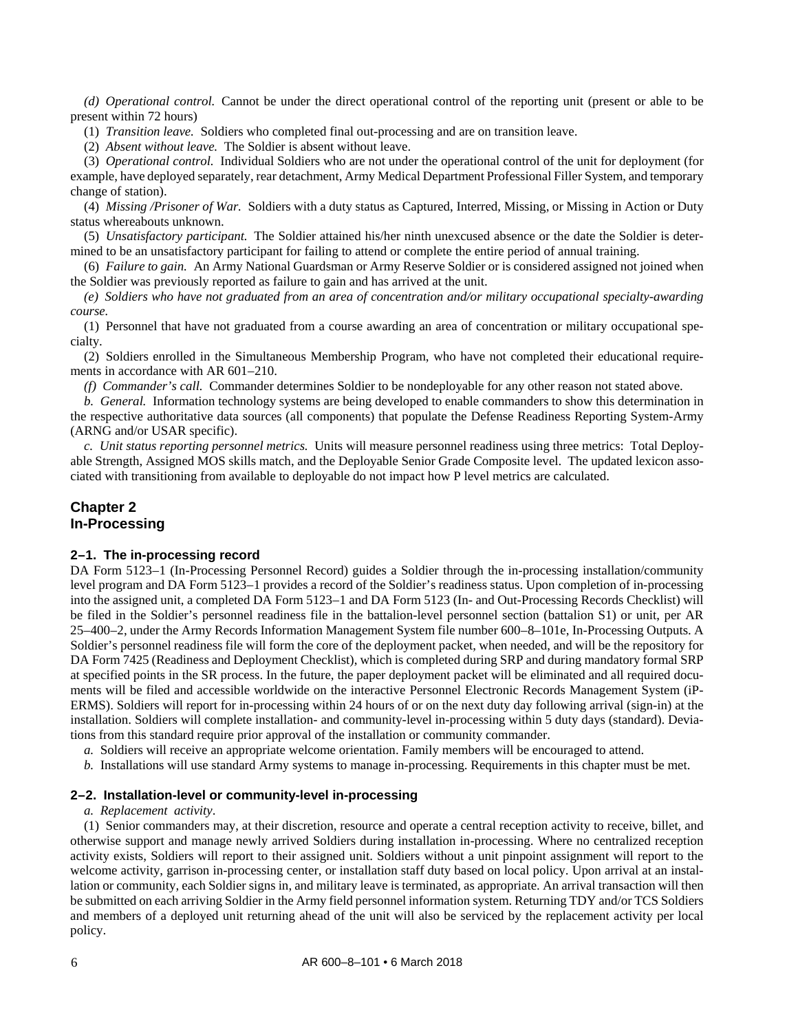*(d) Operational control.* Cannot be under the direct operational control of the reporting unit (present or able to be present within 72 hours)

(1) *Transition leave.* Soldiers who completed final out-processing and are on transition leave.

(2) *Absent without leave.* The Soldier is absent without leave.

(3) *Operational control.* Individual Soldiers who are not under the operational control of the unit for deployment (for example, have deployed separately, rear detachment, Army Medical Department Professional Filler System, and temporary change of station).

(4) *Missing /Prisoner of War.* Soldiers with a duty status as Captured, Interred, Missing, or Missing in Action or Duty status whereabouts unknown.

(5) *Unsatisfactory participant.* The Soldier attained his/her ninth unexcused absence or the date the Soldier is determined to be an unsatisfactory participant for failing to attend or complete the entire period of annual training.

(6) *Failure to gain.* An Army National Guardsman or Army Reserve Soldier or is considered assigned not joined when the Soldier was previously reported as failure to gain and has arrived at the unit.

*(e) Soldiers who have not graduated from an area of concentration and/or military occupational specialty-awarding course.*

(1) Personnel that have not graduated from a course awarding an area of concentration or military occupational specialty.

(2) Soldiers enrolled in the Simultaneous Membership Program, who have not completed their educational requirements in accordance with AR 601–210.

*(f) Commander's call.* Commander determines Soldier to be nondeployable for any other reason not stated above.

*b. General.* Information technology systems are being developed to enable commanders to show this determination in the respective authoritative data sources (all components) that populate the Defense Readiness Reporting System-Army (ARNG and/or USAR specific).

*c. Unit status reporting personnel metrics.* Units will measure personnel readiness using three metrics: Total Deployable Strength, Assigned MOS skills match, and the Deployable Senior Grade Composite level. The updated lexicon associated with transitioning from available to deployable do not impact how P level metrics are calculated.

# Chapter 2
# In-Processing

### 2–1. The in-processing record

DA Form 5123–1 (In-Processing Personnel Record) guides a Soldier through the in-processing installation/community level program and DA Form 5123–1 provides a record of the Soldier's readiness status. Upon completion of in-processing into the assigned unit, a completed DA Form 5123–1 and DA Form 5123 (In- and Out-Processing Records Checklist) will be filed in the Soldier's personnel readiness file in the battalion-level personnel section (battalion S1) or unit, per AR 25–400–2, under the Army Records Information Management System file number 600–8–101e, In-Processing Outputs. A Soldier's personnel readiness file will form the core of the deployment packet, when needed, and will be the repository for DA Form 7425 (Readiness and Deployment Checklist), which is completed during SRP and during mandatory formal SRP at specified points in the SR process. In the future, the paper deployment packet will be eliminated and all required documents will be filed and accessible worldwide on the interactive Personnel Electronic Records Management System (iPERMS). Soldiers will report for in-processing within 24 hours of or on the next duty day following arrival (sign-in) at the installation. Soldiers will complete installation- and community-level in-processing within 5 duty days (standard). Deviations from this standard require prior approval of the installation or community commander.

*a.* Soldiers will receive an appropriate welcome orientation. Family members will be encouraged to attend.

*b.* Installations will use standard Army systems to manage in-processing. Requirements in this chapter must be met.

### 2–2. Installation-level or community-level in-processing

*a. Replacement activity*.

(1) Senior commanders may, at their discretion, resource and operate a central reception activity to receive, billet, and otherwise support and manage newly arrived Soldiers during installation in-processing. Where no centralized reception activity exists, Soldiers will report to their assigned unit. Soldiers without a unit pinpoint assignment will report to the welcome activity, garrison in-processing center, or installation staff duty based on local policy. Upon arrival at an installation or community, each Soldier signs in, and military leave is terminated, as appropriate. An arrival transaction will then be submitted on each arriving Soldier in the Army field personnel information system. Returning TDY and/or TCS Soldiers and members of a deployed unit returning ahead of the unit will also be serviced by the replacement activity per local policy.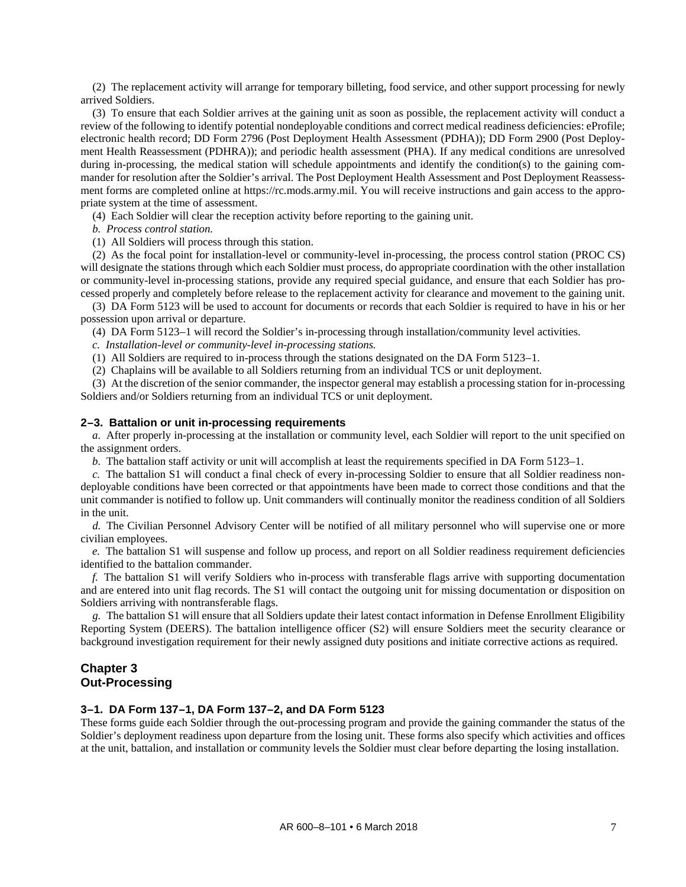(2) The replacement activity will arrange for temporary billeting, food service, and other support processing for newly arrived Soldiers.

(3) To ensure that each Soldier arrives at the gaining unit as soon as possible, the replacement activity will conduct a review of the following to identify potential nondeployable conditions and correct medical readiness deficiencies: eProfile; electronic health record; DD Form 2796 (Post Deployment Health Assessment (PDHA)); DD Form 2900 (Post Deployment Health Reassessment (PDHRA)); and periodic health assessment (PHA). If any medical conditions are unresolved during in-processing, the medical station will schedule appointments and identify the condition(s) to the gaining commander for resolution after the Soldier's arrival. The Post Deployment Health Assessment and Post Deployment Reassessment forms are completed online at https://rc.mods.army.mil. You will receive instructions and gain access to the appropriate system at the time of assessment.

(4) Each Soldier will clear the reception activity before reporting to the gaining unit.

*b. Process control station.*

(1) All Soldiers will process through this station.

(2) As the focal point for installation-level or community-level in-processing, the process control station (PROC CS) will designate the stations through which each Soldier must process, do appropriate coordination with the other installation or community-level in-processing stations, provide any required special guidance, and ensure that each Soldier has processed properly and completely before release to the replacement activity for clearance and movement to the gaining unit.

(3) DA Form 5123 will be used to account for documents or records that each Soldier is required to have in his or her possession upon arrival or departure.

(4) DA Form 5123–1 will record the Soldier's in-processing through installation/community level activities.

*c. Installation-level or community-level in-processing stations.*

(1) All Soldiers are required to in-process through the stations designated on the DA Form 5123–1.

(2) Chaplains will be available to all Soldiers returning from an individual TCS or unit deployment.

(3) At the discretion of the senior commander, the inspector general may establish a processing station for in-processing Soldiers and/or Soldiers returning from an individual TCS or unit deployment.

### 2–3. Battalion or unit in-processing requirements

*a.* After properly in-processing at the installation or community level, each Soldier will report to the unit specified on the assignment orders.

*b.* The battalion staff activity or unit will accomplish at least the requirements specified in DA Form 5123–1.

*c.* The battalion S1 will conduct a final check of every in-processing Soldier to ensure that all Soldier readiness nondeployable conditions have been corrected or that appointments have been made to correct those conditions and that the unit commander is notified to follow up. Unit commanders will continually monitor the readiness condition of all Soldiers in the unit.

*d.* The Civilian Personnel Advisory Center will be notified of all military personnel who will supervise one or more civilian employees.

*e.* The battalion S1 will suspense and follow up process, and report on all Soldier readiness requirement deficiencies identified to the battalion commander.

*f.* The battalion S1 will verify Soldiers who in-process with transferable flags arrive with supporting documentation and are entered into unit flag records. The S1 will contact the outgoing unit for missing documentation or disposition on Soldiers arriving with nontransferable flags.

*g.* The battalion S1 will ensure that all Soldiers update their latest contact information in Defense Enrollment Eligibility Reporting System (DEERS). The battalion intelligence officer (S2) will ensure Soldiers meet the security clearance or background investigation requirement for their newly assigned duty positions and initiate corrective actions as required.

## Chapter 3
## Out-Processing

### 3–1. DA Form 137–1, DA Form 137–2, and DA Form 5123

These forms guide each Soldier through the out-processing program and provide the gaining commander the status of the Soldier's deployment readiness upon departure from the losing unit. These forms also specify which activities and offices at the unit, battalion, and installation or community levels the Soldier must clear before departing the losing installation.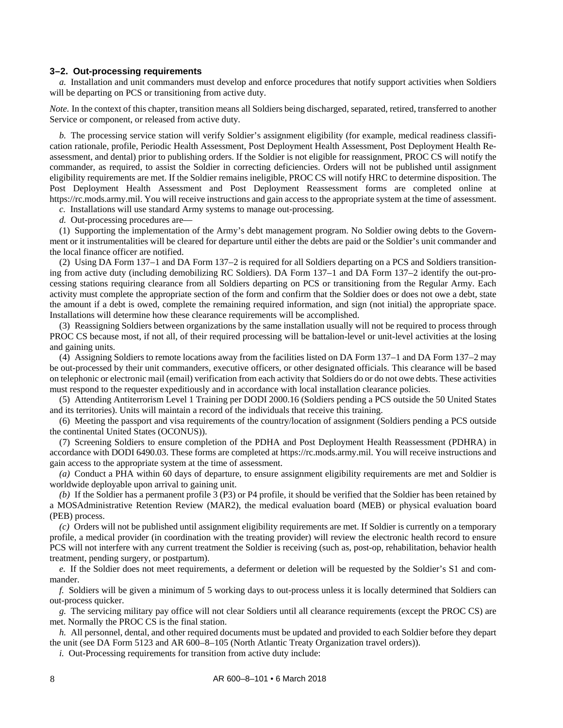### 3–2. Out-processing requirements

*a.* Installation and unit commanders must develop and enforce procedures that notify support activities when Soldiers will be departing on PCS or transitioning from active duty.

*Note.* In the context of this chapter, transition means all Soldiers being discharged, separated, retired, transferred to another Service or component, or released from active duty.

*b.* The processing service station will verify Soldier's assignment eligibility (for example, medical readiness classification rationale, profile, Periodic Health Assessment, Post Deployment Health Assessment, Post Deployment Health Reassessment, and dental) prior to publishing orders. If the Soldier is not eligible for reassignment, PROC CS will notify the commander, as required, to assist the Soldier in correcting deficiencies. Orders will not be published until assignment eligibility requirements are met. If the Soldier remains ineligible, PROC CS will notify HRC to determine disposition. The Post Deployment Health Assessment and Post Deployment Reassessment forms are completed online at https://rc.mods.army.mil. You will receive instructions and gain access to the appropriate system at the time of assessment.

*c.* Installations will use standard Army systems to manage out-processing.

*d.* Out-processing procedures are—

(1) Supporting the implementation of the Army's debt management program. No Soldier owing debts to the Government or it instrumentalities will be cleared for departure until either the debts are paid or the Soldier's unit commander and the local finance officer are notified.

(2) Using DA Form 137–1 and DA Form 137–2 is required for all Soldiers departing on a PCS and Soldiers transitioning from active duty (including demobilizing RC Soldiers). DA Form 137–1 and DA Form 137–2 identify the out-processing stations requiring clearance from all Soldiers departing on PCS or transitioning from the Regular Army. Each activity must complete the appropriate section of the form and confirm that the Soldier does or does not owe a debt, state the amount if a debt is owed, complete the remaining required information, and sign (not initial) the appropriate space. Installations will determine how these clearance requirements will be accomplished.

(3) Reassigning Soldiers between organizations by the same installation usually will not be required to process through PROC CS because most, if not all, of their required processing will be battalion-level or unit-level activities at the losing and gaining units.

(4) Assigning Soldiers to remote locations away from the facilities listed on DA Form 137–1 and DA Form 137–2 may be out-processed by their unit commanders, executive officers, or other designated officials. This clearance will be based on telephonic or electronic mail (email) verification from each activity that Soldiers do or do not owe debts. These activities must respond to the requester expeditiously and in accordance with local installation clearance policies.

(5) Attending Antiterrorism Level 1 Training per DODI 2000.16 (Soldiers pending a PCS outside the 50 United States and its territories). Units will maintain a record of the individuals that receive this training.

(6) Meeting the passport and visa requirements of the country/location of assignment (Soldiers pending a PCS outside the continental United States (OCONUS)).

(7) Screening Soldiers to ensure completion of the PDHA and Post Deployment Health Reassessment (PDHRA) in accordance with DODI 6490.03. These forms are completed at https://rc.mods.army.mil. You will receive instructions and gain access to the appropriate system at the time of assessment.

*(a)* Conduct a PHA within 60 days of departure, to ensure assignment eligibility requirements are met and Soldier is worldwide deployable upon arrival to gaining unit.

*(b)* If the Soldier has a permanent profile 3 (P3) or P4 profile, it should be verified that the Soldier has been retained by a MOSAdministrative Retention Review (MAR2), the medical evaluation board (MEB) or physical evaluation board (PEB) process.

*(c)* Orders will not be published until assignment eligibility requirements are met. If Soldier is currently on a temporary profile, a medical provider (in coordination with the treating provider) will review the electronic health record to ensure PCS will not interfere with any current treatment the Soldier is receiving (such as, post-op, rehabilitation, behavior health treatment, pending surgery, or postpartum).

*e.* If the Soldier does not meet requirements, a deferment or deletion will be requested by the Soldier's S1 and commander.

*f.* Soldiers will be given a minimum of 5 working days to out-process unless it is locally determined that Soldiers can out-process quicker.

*g.* The servicing military pay office will not clear Soldiers until all clearance requirements (except the PROC CS) are met. Normally the PROC CS is the final station.

*h.* All personnel, dental, and other required documents must be updated and provided to each Soldier before they depart the unit (see DA Form 5123 and AR 600–8–105 (North Atlantic Treaty Organization travel orders)).

*i.* Out-Processing requirements for transition from active duty include: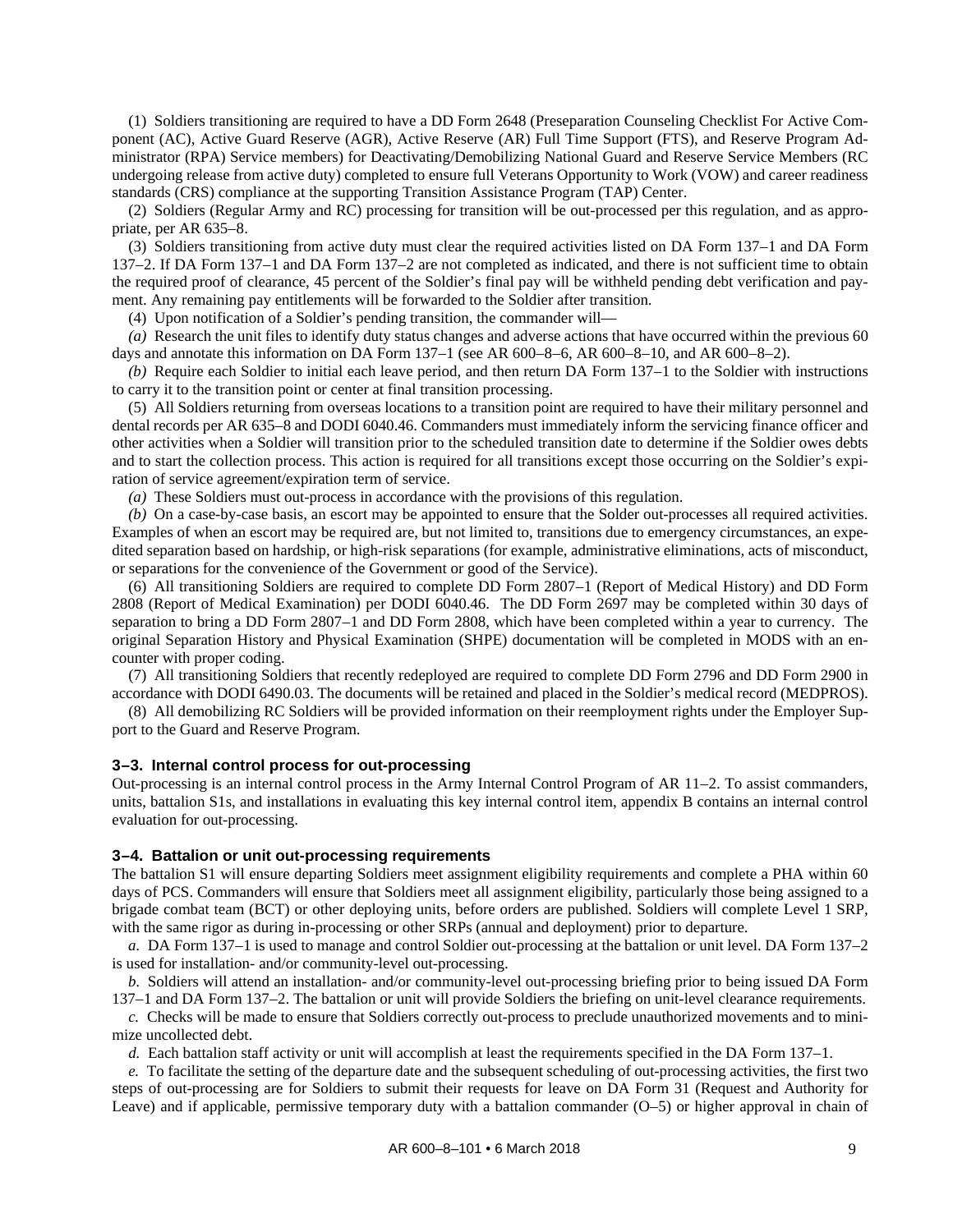(1) Soldiers transitioning are required to have a DD Form 2648 (Preseparation Counseling Checklist For Active Component (AC), Active Guard Reserve (AGR), Active Reserve (AR) Full Time Support (FTS), and Reserve Program Administrator (RPA) Service members) for Deactivating/Demobilizing National Guard and Reserve Service Members (RC undergoing release from active duty) completed to ensure full Veterans Opportunity to Work (VOW) and career readiness standards (CRS) compliance at the supporting Transition Assistance Program (TAP) Center.

(2) Soldiers (Regular Army and RC) processing for transition will be out-processed per this regulation, and as appropriate, per AR 635–8.

(3) Soldiers transitioning from active duty must clear the required activities listed on DA Form 137–1 and DA Form 137–2. If DA Form 137–1 and DA Form 137–2 are not completed as indicated, and there is not sufficient time to obtain the required proof of clearance, 45 percent of the Soldier's final pay will be withheld pending debt verification and payment. Any remaining pay entitlements will be forwarded to the Soldier after transition.

(4) Upon notification of a Soldier's pending transition, the commander will—

*(a)* Research the unit files to identify duty status changes and adverse actions that have occurred within the previous 60 days and annotate this information on DA Form 137–1 (see AR 600–8–6, AR 600–8–10, and AR 600–8–2).

*(b)* Require each Soldier to initial each leave period, and then return DA Form 137–1 to the Soldier with instructions to carry it to the transition point or center at final transition processing.

(5) All Soldiers returning from overseas locations to a transition point are required to have their military personnel and dental records per AR 635–8 and DODI 6040.46. Commanders must immediately inform the servicing finance officer and other activities when a Soldier will transition prior to the scheduled transition date to determine if the Soldier owes debts and to start the collection process. This action is required for all transitions except those occurring on the Soldier's expiration of service agreement/expiration term of service.

*(a)* These Soldiers must out-process in accordance with the provisions of this regulation.

*(b)* On a case-by-case basis, an escort may be appointed to ensure that the Solder out-processes all required activities. Examples of when an escort may be required are, but not limited to, transitions due to emergency circumstances, an expedited separation based on hardship, or high-risk separations (for example, administrative eliminations, acts of misconduct, or separations for the convenience of the Government or good of the Service).

(6) All transitioning Soldiers are required to complete DD Form 2807–1 (Report of Medical History) and DD Form 2808 (Report of Medical Examination) per DODI 6040.46. The DD Form 2697 may be completed within 30 days of separation to bring a DD Form 2807–1 and DD Form 2808, which have been completed within a year to currency. The original Separation History and Physical Examination (SHPE) documentation will be completed in MODS with an encounter with proper coding.

(7) All transitioning Soldiers that recently redeployed are required to complete DD Form 2796 and DD Form 2900 in accordance with DODI 6490.03. The documents will be retained and placed in the Soldier's medical record (MEDPROS).

(8) All demobilizing RC Soldiers will be provided information on their reemployment rights under the Employer Support to the Guard and Reserve Program.

### 3–3. Internal control process for out-processing

Out-processing is an internal control process in the Army Internal Control Program of AR 11–2. To assist commanders, units, battalion S1s, and installations in evaluating this key internal control item, appendix B contains an internal control evaluation for out-processing.

### 3–4. Battalion or unit out-processing requirements

The battalion S1 will ensure departing Soldiers meet assignment eligibility requirements and complete a PHA within 60 days of PCS. Commanders will ensure that Soldiers meet all assignment eligibility, particularly those being assigned to a brigade combat team (BCT) or other deploying units, before orders are published. Soldiers will complete Level 1 SRP, with the same rigor as during in-processing or other SRPs (annual and deployment) prior to departure.

*a.* DA Form 137–1 is used to manage and control Soldier out-processing at the battalion or unit level. DA Form 137–2 is used for installation- and/or community-level out-processing.

*b.* Soldiers will attend an installation- and/or community-level out-processing briefing prior to being issued DA Form 137–1 and DA Form 137–2. The battalion or unit will provide Soldiers the briefing on unit-level clearance requirements.

*c.* Checks will be made to ensure that Soldiers correctly out-process to preclude unauthorized movements and to minimize uncollected debt.

*d.* Each battalion staff activity or unit will accomplish at least the requirements specified in the DA Form 137–1.

*e.* To facilitate the setting of the departure date and the subsequent scheduling of out-processing activities, the first two steps of out-processing are for Soldiers to submit their requests for leave on DA Form 31 (Request and Authority for Leave) and if applicable, permissive temporary duty with a battalion commander (O–5) or higher approval in chain of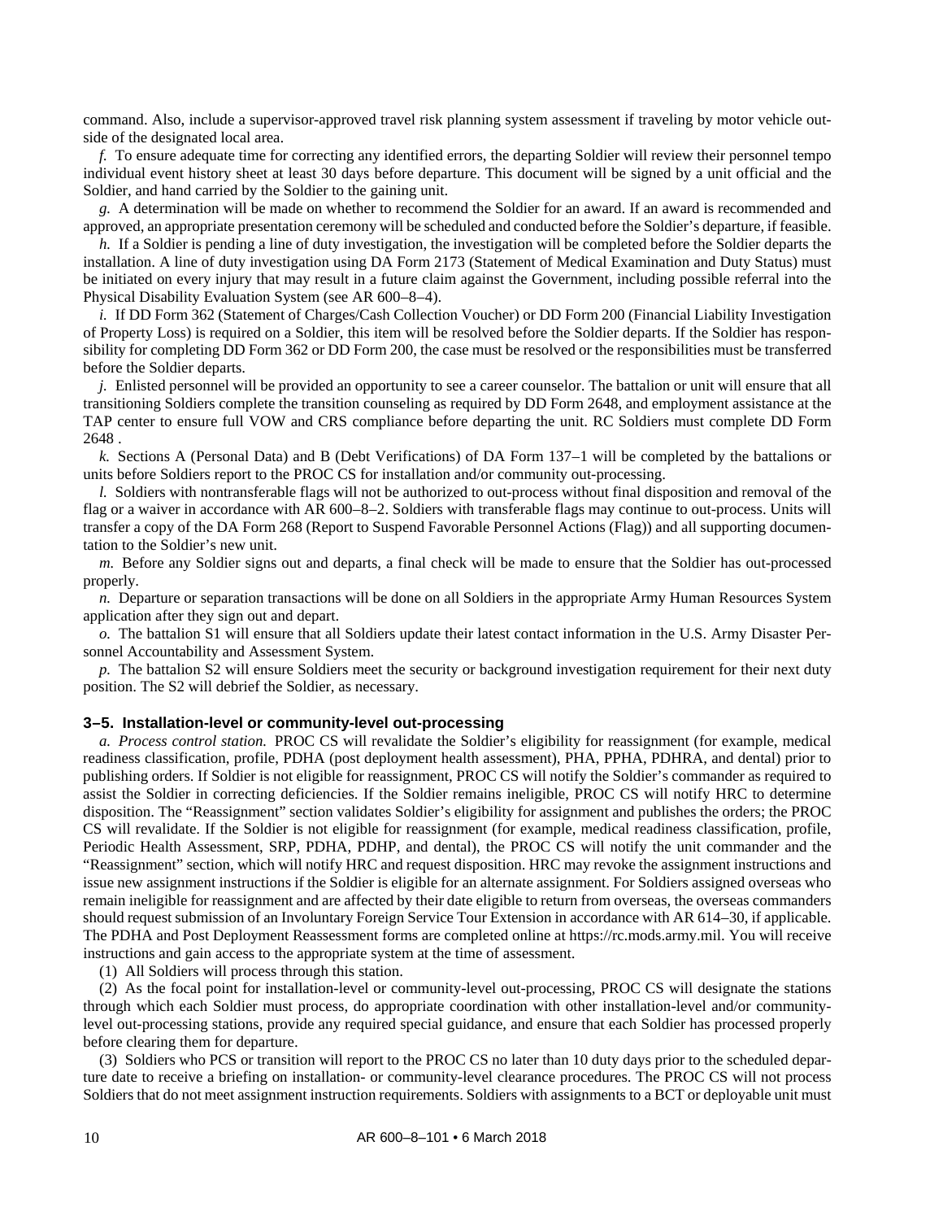command. Also, include a supervisor-approved travel risk planning system assessment if traveling by motor vehicle outside of the designated local area.

*f.* To ensure adequate time for correcting any identified errors, the departing Soldier will review their personnel tempo individual event history sheet at least 30 days before departure. This document will be signed by a unit official and the Soldier, and hand carried by the Soldier to the gaining unit.

*g.* A determination will be made on whether to recommend the Soldier for an award. If an award is recommended and approved, an appropriate presentation ceremony will be scheduled and conducted before the Soldier's departure, if feasible.

*h.* If a Soldier is pending a line of duty investigation, the investigation will be completed before the Soldier departs the installation. A line of duty investigation using DA Form 2173 (Statement of Medical Examination and Duty Status) must be initiated on every injury that may result in a future claim against the Government, including possible referral into the Physical Disability Evaluation System (see AR 600–8–4).

*i.* If DD Form 362 (Statement of Charges/Cash Collection Voucher) or DD Form 200 (Financial Liability Investigation of Property Loss) is required on a Soldier, this item will be resolved before the Soldier departs. If the Soldier has responsibility for completing DD Form 362 or DD Form 200, the case must be resolved or the responsibilities must be transferred before the Soldier departs.

*j.* Enlisted personnel will be provided an opportunity to see a career counselor. The battalion or unit will ensure that all transitioning Soldiers complete the transition counseling as required by DD Form 2648, and employment assistance at the TAP center to ensure full VOW and CRS compliance before departing the unit. RC Soldiers must complete DD Form 2648 .

*k.* Sections A (Personal Data) and B (Debt Verifications) of DA Form 137–1 will be completed by the battalions or units before Soldiers report to the PROC CS for installation and/or community out-processing.

*l.* Soldiers with nontransferable flags will not be authorized to out-process without final disposition and removal of the flag or a waiver in accordance with AR 600–8–2. Soldiers with transferable flags may continue to out-process. Units will transfer a copy of the DA Form 268 (Report to Suspend Favorable Personnel Actions (Flag)) and all supporting documentation to the Soldier's new unit.

*m.* Before any Soldier signs out and departs, a final check will be made to ensure that the Soldier has out-processed properly.

*n.* Departure or separation transactions will be done on all Soldiers in the appropriate Army Human Resources System application after they sign out and depart.

*o.* The battalion S1 will ensure that all Soldiers update their latest contact information in the U.S. Army Disaster Personnel Accountability and Assessment System.

*p.* The battalion S2 will ensure Soldiers meet the security or background investigation requirement for their next duty position. The S2 will debrief the Soldier, as necessary.

### 3–5. Installation-level or community-level out-processing

*a. Process control station.* PROC CS will revalidate the Soldier's eligibility for reassignment (for example, medical readiness classification, profile, PDHA (post deployment health assessment), PHA, PPHA, PDHRA, and dental) prior to publishing orders. If Soldier is not eligible for reassignment, PROC CS will notify the Soldier's commander as required to assist the Soldier in correcting deficiencies. If the Soldier remains ineligible, PROC CS will notify HRC to determine disposition. The "Reassignment" section validates Soldier's eligibility for assignment and publishes the orders; the PROC CS will revalidate. If the Soldier is not eligible for reassignment (for example, medical readiness classification, profile, Periodic Health Assessment, SRP, PDHA, PDHP, and dental), the PROC CS will notify the unit commander and the "Reassignment" section, which will notify HRC and request disposition. HRC may revoke the assignment instructions and issue new assignment instructions if the Soldier is eligible for an alternate assignment. For Soldiers assigned overseas who remain ineligible for reassignment and are affected by their date eligible to return from overseas, the overseas commanders should request submission of an Involuntary Foreign Service Tour Extension in accordance with AR 614–30, if applicable. The PDHA and Post Deployment Reassessment forms are completed online at https://rc.mods.army.mil. You will receive instructions and gain access to the appropriate system at the time of assessment.

(1) All Soldiers will process through this station.

(2) As the focal point for installation-level or community-level out-processing, PROC CS will designate the stations through which each Soldier must process, do appropriate coordination with other installation-level and/or community-level out-processing stations, provide any required special guidance, and ensure that each Soldier has processed properly before clearing them for departure.

(3) Soldiers who PCS or transition will report to the PROC CS no later than 10 duty days prior to the scheduled departure date to receive a briefing on installation- or community-level clearance procedures. The PROC CS will not process Soldiers that do not meet assignment instruction requirements. Soldiers with assignments to a BCT or deployable unit must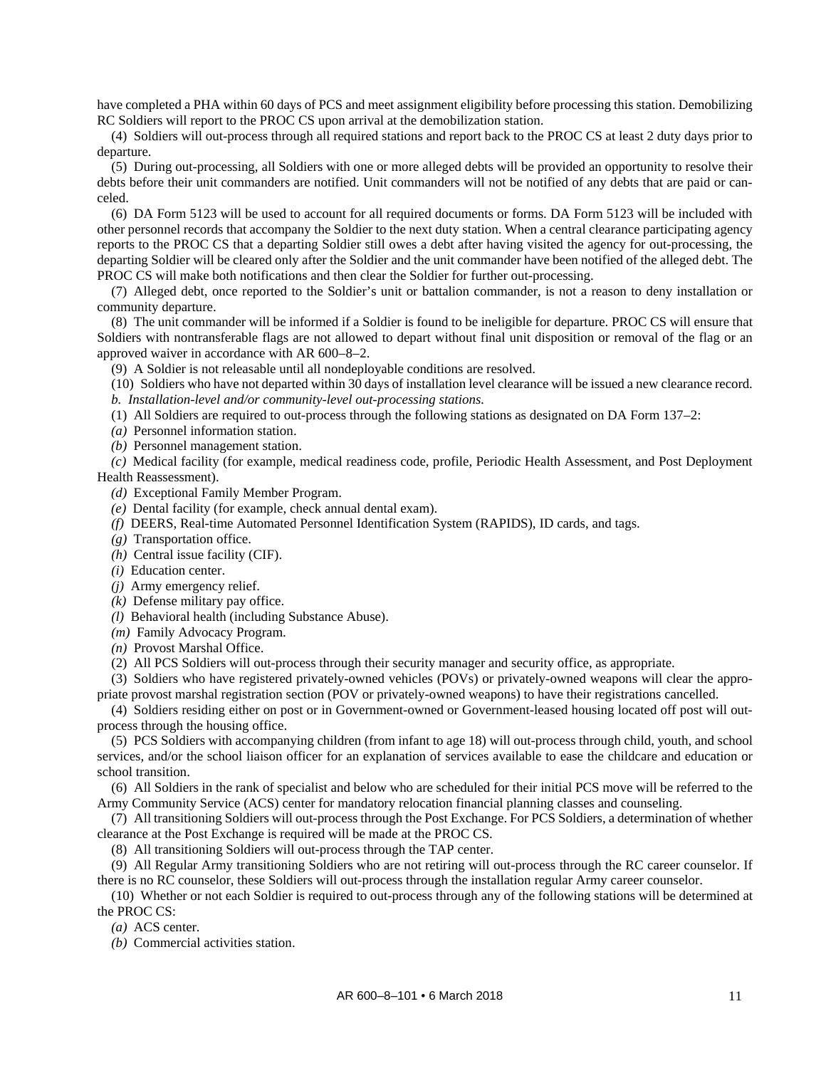have completed a PHA within 60 days of PCS and meet assignment eligibility before processing this station. Demobilizing RC Soldiers will report to the PROC CS upon arrival at the demobilization station.

(4) Soldiers will out-process through all required stations and report back to the PROC CS at least 2 duty days prior to departure.

(5) During out-processing, all Soldiers with one or more alleged debts will be provided an opportunity to resolve their debts before their unit commanders are notified. Unit commanders will not be notified of any debts that are paid or canceled.

(6) DA Form 5123 will be used to account for all required documents or forms. DA Form 5123 will be included with other personnel records that accompany the Soldier to the next duty station. When a central clearance participating agency reports to the PROC CS that a departing Soldier still owes a debt after having visited the agency for out-processing, the departing Soldier will be cleared only after the Soldier and the unit commander have been notified of the alleged debt. The PROC CS will make both notifications and then clear the Soldier for further out-processing.

(7) Alleged debt, once reported to the Soldier's unit or battalion commander, is not a reason to deny installation or community departure.

(8) The unit commander will be informed if a Soldier is found to be ineligible for departure. PROC CS will ensure that Soldiers with nontransferable flags are not allowed to depart without final unit disposition or removal of the flag or an approved waiver in accordance with AR 600–8–2.

(9) A Soldier is not releasable until all nondeployable conditions are resolved.

(10) Soldiers who have not departed within 30 days of installation level clearance will be issued a new clearance record.

*b. Installation-level and/or community-level out-processing stations.*

(1) All Soldiers are required to out-process through the following stations as designated on DA Form 137–2:

*(a)* Personnel information station.

*(b)* Personnel management station.

*(c)* Medical facility (for example, medical readiness code, profile, Periodic Health Assessment, and Post Deployment Health Reassessment).

*(d)* Exceptional Family Member Program.

*(e)* Dental facility (for example, check annual dental exam).

*(f)* DEERS, Real-time Automated Personnel Identification System (RAPIDS), ID cards, and tags.

*(g)* Transportation office.

*(h)* Central issue facility (CIF).

*(i)* Education center.

*(j)* Army emergency relief.

*(k)* Defense military pay office.

*(l)* Behavioral health (including Substance Abuse).

*(m)* Family Advocacy Program.

*(n)* Provost Marshal Office.

(2) All PCS Soldiers will out-process through their security manager and security office, as appropriate.

(3) Soldiers who have registered privately-owned vehicles (POVs) or privately-owned weapons will clear the appropriate provost marshal registration section (POV or privately-owned weapons) to have their registrations cancelled.

(4) Soldiers residing either on post or in Government-owned or Government-leased housing located off post will out-process through the housing office.

(5) PCS Soldiers with accompanying children (from infant to age 18) will out-process through child, youth, and school services, and/or the school liaison officer for an explanation of services available to ease the childcare and education or school transition.

(6) All Soldiers in the rank of specialist and below who are scheduled for their initial PCS move will be referred to the Army Community Service (ACS) center for mandatory relocation financial planning classes and counseling.

(7) All transitioning Soldiers will out-process through the Post Exchange. For PCS Soldiers, a determination of whether clearance at the Post Exchange is required will be made at the PROC CS.

(8) All transitioning Soldiers will out-process through the TAP center.

(9) All Regular Army transitioning Soldiers who are not retiring will out-process through the RC career counselor. If there is no RC counselor, these Soldiers will out-process through the installation regular Army career counselor.

(10) Whether or not each Soldier is required to out-process through any of the following stations will be determined at the PROC CS:

*(a)* ACS center.

*(b)* Commercial activities station.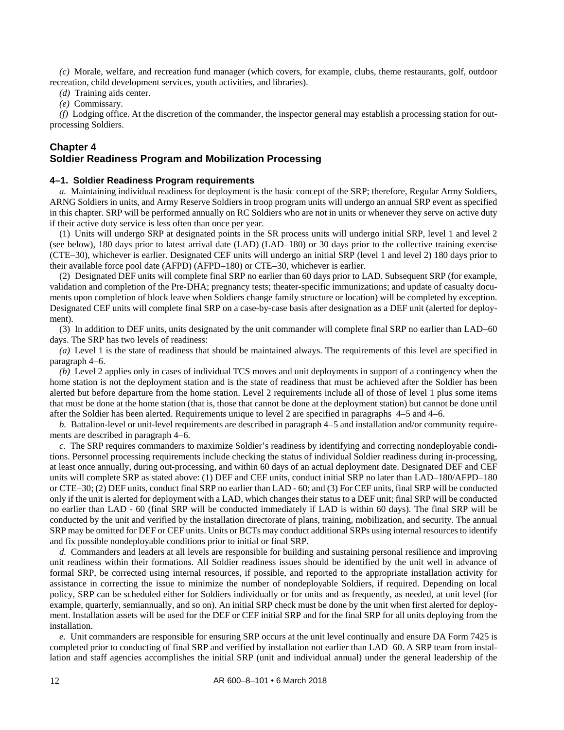*(c)* Morale, welfare, and recreation fund manager (which covers, for example, clubs, theme restaurants, golf, outdoor recreation, child development services, youth activities, and libraries).

*(d)* Training aids center.

*(e)* Commissary.

*(f)* Lodging office. At the discretion of the commander, the inspector general may establish a processing station for out-processing Soldiers.

## Chapter 4
## Soldier Readiness Program and Mobilization Processing

### 4–1. Soldier Readiness Program requirements

*a.* Maintaining individual readiness for deployment is the basic concept of the SRP; therefore, Regular Army Soldiers, ARNG Soldiers in units, and Army Reserve Soldiers in troop program units will undergo an annual SRP event as specified in this chapter. SRP will be performed annually on RC Soldiers who are not in units or whenever they serve on active duty if their active duty service is less often than once per year.

(1) Units will undergo SRP at designated points in the SR process units will undergo initial SRP, level 1 and level 2 (see below), 180 days prior to latest arrival date (LAD) (LAD–180) or 30 days prior to the collective training exercise (CTE–30), whichever is earlier. Designated CEF units will undergo an initial SRP (level 1 and level 2) 180 days prior to their available force pool date (AFPD) (AFPD–180) or CTE–30, whichever is earlier.

(2) Designated DEF units will complete final SRP no earlier than 60 days prior to LAD. Subsequent SRP (for example, validation and completion of the Pre-DHA; pregnancy tests; theater-specific immunizations; and update of casualty documents upon completion of block leave when Soldiers change family structure or location) will be completed by exception. Designated CEF units will complete final SRP on a case-by-case basis after designation as a DEF unit (alerted for deployment).

(3) In addition to DEF units, units designated by the unit commander will complete final SRP no earlier than LAD–60 days. The SRP has two levels of readiness:

*(a)* Level 1 is the state of readiness that should be maintained always. The requirements of this level are specified in paragraph 4–6.

*(b)* Level 2 applies only in cases of individual TCS moves and unit deployments in support of a contingency when the home station is not the deployment station and is the state of readiness that must be achieved after the Soldier has been alerted but before departure from the home station. Level 2 requirements include all of those of level 1 plus some items that must be done at the home station (that is, those that cannot be done at the deployment station) but cannot be done until after the Soldier has been alerted. Requirements unique to level 2 are specified in paragraphs 4–5 and 4–6.

*b.* Battalion-level or unit-level requirements are described in paragraph 4–5 and installation and/or community requirements are described in paragraph 4–6.

*c.* The SRP requires commanders to maximize Soldier's readiness by identifying and correcting nondeployable conditions. Personnel processing requirements include checking the status of individual Soldier readiness during in-processing, at least once annually, during out-processing, and within 60 days of an actual deployment date. Designated DEF and CEF units will complete SRP as stated above: (1) DEF and CEF units, conduct initial SRP no later than LAD–180/AFPD–180 or CTE–30; (2) DEF units, conduct final SRP no earlier than LAD - 60; and (3) For CEF units, final SRP will be conducted only if the unit is alerted for deployment with a LAD, which changes their status to a DEF unit; final SRP will be conducted no earlier than LAD - 60 (final SRP will be conducted immediately if LAD is within 60 days). The final SRP will be conducted by the unit and verified by the installation directorate of plans, training, mobilization, and security. The annual SRP may be omitted for DEF or CEF units. Units or BCTs may conduct additional SRPs using internal resources to identify and fix possible nondeployable conditions prior to initial or final SRP.

*d.* Commanders and leaders at all levels are responsible for building and sustaining personal resilience and improving unit readiness within their formations. All Soldier readiness issues should be identified by the unit well in advance of formal SRP, be corrected using internal resources, if possible, and reported to the appropriate installation activity for assistance in correcting the issue to minimize the number of nondeployable Soldiers, if required. Depending on local policy, SRP can be scheduled either for Soldiers individually or for units and as frequently, as needed, at unit level (for example, quarterly, semiannually, and so on). An initial SRP check must be done by the unit when first alerted for deployment. Installation assets will be used for the DEF or CEF initial SRP and for the final SRP for all units deploying from the installation.

*e.* Unit commanders are responsible for ensuring SRP occurs at the unit level continually and ensure DA Form 7425 is completed prior to conducting of final SRP and verified by installation not earlier than LAD–60. A SRP team from installation and staff agencies accomplishes the initial SRP (unit and individual annual) under the general leadership of the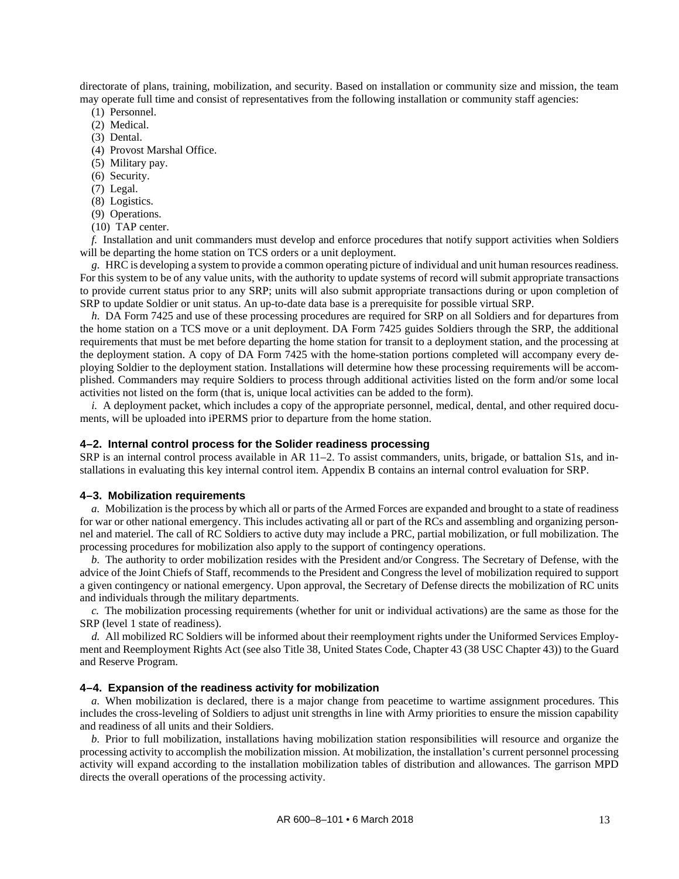directorate of plans, training, mobilization, and security. Based on installation or community size and mission, the team may operate full time and consist of representatives from the following installation or community staff agencies:

(1) Personnel.
(2) Medical.
(3) Dental.
(4) Provost Marshal Office.
(5) Military pay.
(6) Security.
(7) Legal.
(8) Logistics.
(9) Operations.
(10) TAP center.

*f.* Installation and unit commanders must develop and enforce procedures that notify support activities when Soldiers will be departing the home station on TCS orders or a unit deployment.

*g.* HRC is developing a system to provide a common operating picture of individual and unit human resources readiness. For this system to be of any value units, with the authority to update systems of record will submit appropriate transactions to provide current status prior to any SRP; units will also submit appropriate transactions during or upon completion of SRP to update Soldier or unit status. An up-to-date data base is a prerequisite for possible virtual SRP.

*h.* DA Form 7425 and use of these processing procedures are required for SRP on all Soldiers and for departures from the home station on a TCS move or a unit deployment. DA Form 7425 guides Soldiers through the SRP, the additional requirements that must be met before departing the home station for transit to a deployment station, and the processing at the deployment station. A copy of DA Form 7425 with the home-station portions completed will accompany every deploying Soldier to the deployment station. Installations will determine how these processing requirements will be accomplished. Commanders may require Soldiers to process through additional activities listed on the form and/or some local activities not listed on the form (that is, unique local activities can be added to the form).

*i.* A deployment packet, which includes a copy of the appropriate personnel, medical, dental, and other required documents, will be uploaded into iPERMS prior to departure from the home station.

### 4–2. Internal control process for the Solider readiness processing

SRP is an internal control process available in AR 11–2. To assist commanders, units, brigade, or battalion S1s, and installations in evaluating this key internal control item. Appendix B contains an internal control evaluation for SRP.

### 4–3. Mobilization requirements

*a.* Mobilization is the process by which all or parts of the Armed Forces are expanded and brought to a state of readiness for war or other national emergency. This includes activating all or part of the RCs and assembling and organizing personnel and materiel. The call of RC Soldiers to active duty may include a PRC, partial mobilization, or full mobilization. The processing procedures for mobilization also apply to the support of contingency operations.

*b.* The authority to order mobilization resides with the President and/or Congress. The Secretary of Defense, with the advice of the Joint Chiefs of Staff, recommends to the President and Congress the level of mobilization required to support a given contingency or national emergency. Upon approval, the Secretary of Defense directs the mobilization of RC units and individuals through the military departments.

*c.* The mobilization processing requirements (whether for unit or individual activations) are the same as those for the SRP (level 1 state of readiness).

*d.* All mobilized RC Soldiers will be informed about their reemployment rights under the Uniformed Services Employment and Reemployment Rights Act (see also Title 38, United States Code, Chapter 43 (38 USC Chapter 43)) to the Guard and Reserve Program.

### 4–4. Expansion of the readiness activity for mobilization

*a.* When mobilization is declared, there is a major change from peacetime to wartime assignment procedures. This includes the cross-leveling of Soldiers to adjust unit strengths in line with Army priorities to ensure the mission capability and readiness of all units and their Soldiers.

*b.* Prior to full mobilization, installations having mobilization station responsibilities will resource and organize the processing activity to accomplish the mobilization mission. At mobilization, the installation's current personnel processing activity will expand according to the installation mobilization tables of distribution and allowances. The garrison MPD directs the overall operations of the processing activity.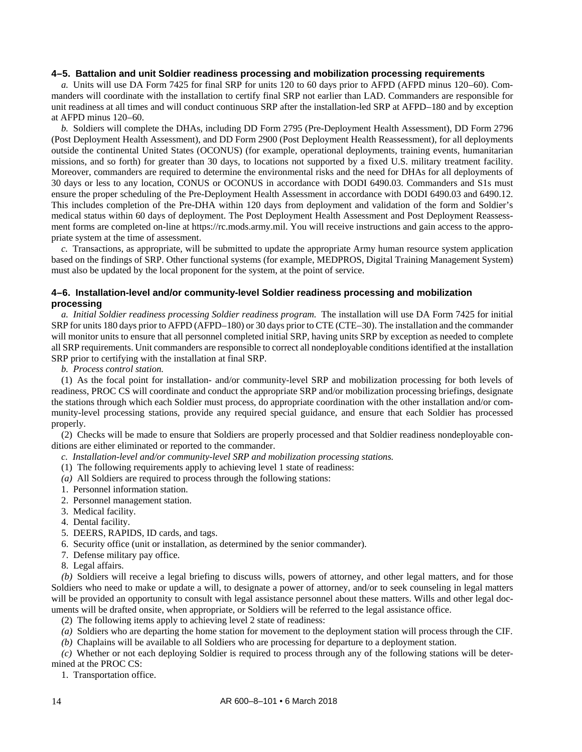### 4–5. Battalion and unit Soldier readiness processing and mobilization processing requirements

*a.* Units will use DA Form 7425 for final SRP for units 120 to 60 days prior to AFPD (AFPD minus 120–60). Commanders will coordinate with the installation to certify final SRP not earlier than LAD. Commanders are responsible for unit readiness at all times and will conduct continuous SRP after the installation-led SRP at AFPD–180 and by exception at AFPD minus 120–60.

*b.* Soldiers will complete the DHAs, including DD Form 2795 (Pre-Deployment Health Assessment), DD Form 2796 (Post Deployment Health Assessment), and DD Form 2900 (Post Deployment Health Reassessment), for all deployments outside the continental United States (OCONUS) (for example, operational deployments, training events, humanitarian missions, and so forth) for greater than 30 days, to locations not supported by a fixed U.S. military treatment facility. Moreover, commanders are required to determine the environmental risks and the need for DHAs for all deployments of 30 days or less to any location, CONUS or OCONUS in accordance with DODI 6490.03. Commanders and S1s must ensure the proper scheduling of the Pre-Deployment Health Assessment in accordance with DODI 6490.03 and 6490.12. This includes completion of the Pre-DHA within 120 days from deployment and validation of the form and Soldier's medical status within 60 days of deployment. The Post Deployment Health Assessment and Post Deployment Reassessment forms are completed on-line at https://rc.mods.army.mil. You will receive instructions and gain access to the appropriate system at the time of assessment.

*c.* Transactions, as appropriate, will be submitted to update the appropriate Army human resource system application based on the findings of SRP. Other functional systems (for example, MEDPROS, Digital Training Management System) must also be updated by the local proponent for the system, at the point of service.

### 4–6. Installation-level and/or community-level Soldier readiness processing and mobilization processing

*a. Initial Soldier readiness processing Soldier readiness program.* The installation will use DA Form 7425 for initial SRP for units 180 days prior to AFPD (AFPD–180) or 30 days prior to CTE (CTE–30). The installation and the commander will monitor units to ensure that all personnel completed initial SRP, having units SRP by exception as needed to complete all SRP requirements. Unit commanders are responsible to correct all nondeployable conditions identified at the installation SRP prior to certifying with the installation at final SRP.

*b. Process control station.*

(1) As the focal point for installation- and/or community-level SRP and mobilization processing for both levels of readiness, PROC CS will coordinate and conduct the appropriate SRP and/or mobilization processing briefings, designate the stations through which each Soldier must process, do appropriate coordination with the other installation and/or community-level processing stations, provide any required special guidance, and ensure that each Soldier has processed properly.

(2) Checks will be made to ensure that Soldiers are properly processed and that Soldier readiness nondeployable conditions are either eliminated or reported to the commander.

*c. Installation-level and/or community-level SRP and mobilization processing stations.*

(1) The following requirements apply to achieving level 1 state of readiness:

*(a)* All Soldiers are required to process through the following stations:

1. Personnel information station.
2. Personnel management station.
3. Medical facility.
4. Dental facility.
5. DEERS, RAPIDS, ID cards, and tags.
6. Security office (unit or installation, as determined by the senior commander).
7. Defense military pay office.
8. Legal affairs.

*(b)* Soldiers will receive a legal briefing to discuss wills, powers of attorney, and other legal matters, and for those Soldiers who need to make or update a will, to designate a power of attorney, and/or to seek counseling in legal matters will be provided an opportunity to consult with legal assistance personnel about these matters. Wills and other legal documents will be drafted onsite, when appropriate, or Soldiers will be referred to the legal assistance office.

(2) The following items apply to achieving level 2 state of readiness:

*(a)* Soldiers who are departing the home station for movement to the deployment station will process through the CIF.

*(b)* Chaplains will be available to all Soldiers who are processing for departure to a deployment station.

*(c)* Whether or not each deploying Soldier is required to process through any of the following stations will be determined at the PROC CS:

1. Transportation office.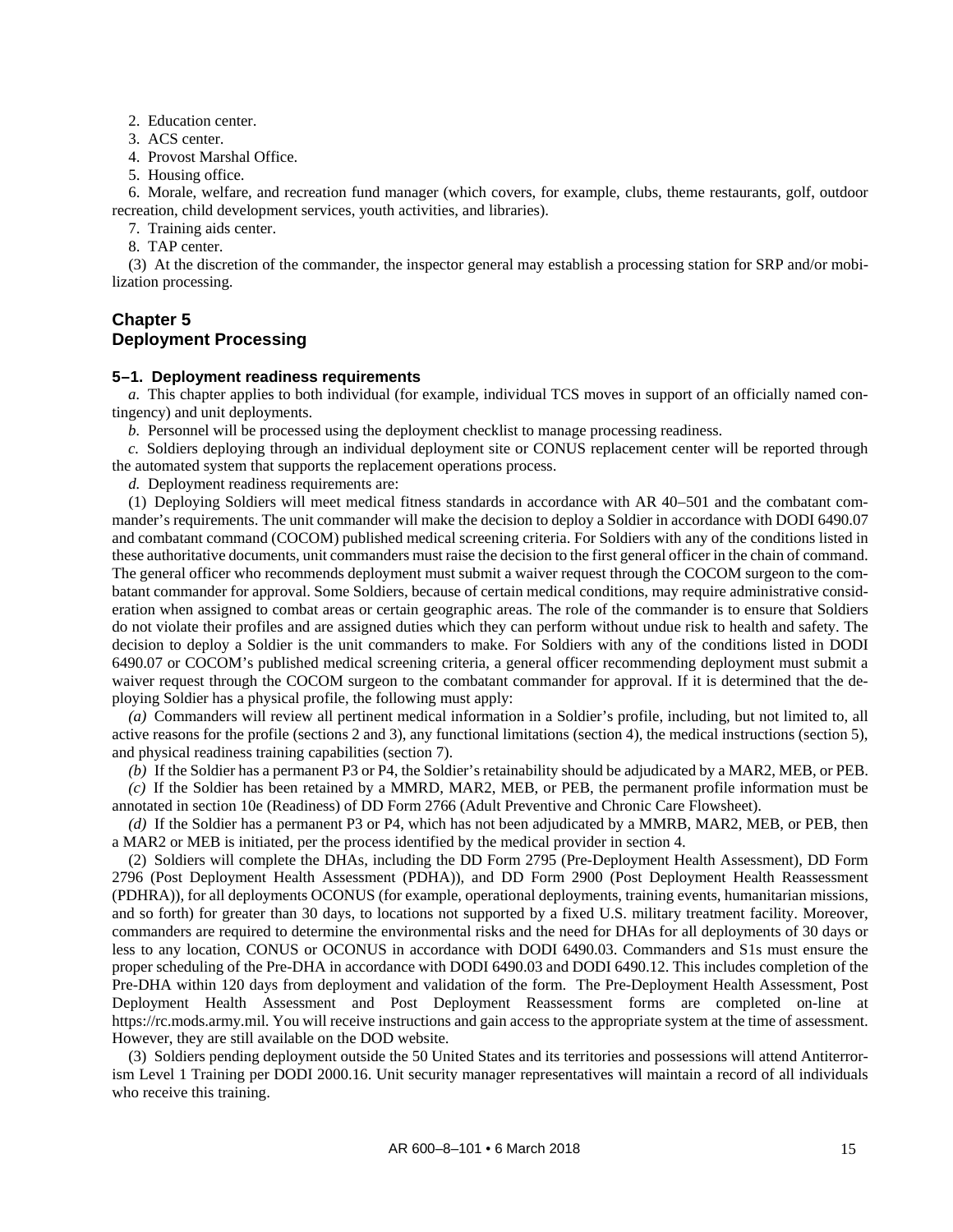2. Education center.

3. ACS center.

4. Provost Marshal Office.

5. Housing office.

6. Morale, welfare, and recreation fund manager (which covers, for example, clubs, theme restaurants, golf, outdoor recreation, child development services, youth activities, and libraries).

7. Training aids center.

8. TAP center.

(3) At the discretion of the commander, the inspector general may establish a processing station for SRP and/or mobilization processing.

## Chapter 5
## Deployment Processing

### 5–1. Deployment readiness requirements

*a.* This chapter applies to both individual (for example, individual TCS moves in support of an officially named contingency) and unit deployments.

*b.* Personnel will be processed using the deployment checklist to manage processing readiness.

*c.* Soldiers deploying through an individual deployment site or CONUS replacement center will be reported through the automated system that supports the replacement operations process.

*d.* Deployment readiness requirements are:

(1) Deploying Soldiers will meet medical fitness standards in accordance with AR 40–501 and the combatant commander's requirements. The unit commander will make the decision to deploy a Soldier in accordance with DODI 6490.07 and combatant command (COCOM) published medical screening criteria. For Soldiers with any of the conditions listed in these authoritative documents, unit commanders must raise the decision to the first general officer in the chain of command. The general officer who recommends deployment must submit a waiver request through the COCOM surgeon to the combatant commander for approval. Some Soldiers, because of certain medical conditions, may require administrative consideration when assigned to combat areas or certain geographic areas. The role of the commander is to ensure that Soldiers do not violate their profiles and are assigned duties which they can perform without undue risk to health and safety. The decision to deploy a Soldier is the unit commanders to make. For Soldiers with any of the conditions listed in DODI 6490.07 or COCOM's published medical screening criteria, a general officer recommending deployment must submit a waiver request through the COCOM surgeon to the combatant commander for approval. If it is determined that the deploying Soldier has a physical profile, the following must apply:

*(a)* Commanders will review all pertinent medical information in a Soldier's profile, including, but not limited to, all active reasons for the profile (sections 2 and 3), any functional limitations (section 4), the medical instructions (section 5), and physical readiness training capabilities (section 7).

*(b)* If the Soldier has a permanent P3 or P4, the Soldier's retainability should be adjudicated by a MAR2, MEB, or PEB.

*(c)* If the Soldier has been retained by a MMRD, MAR2, MEB, or PEB, the permanent profile information must be annotated in section 10e (Readiness) of DD Form 2766 (Adult Preventive and Chronic Care Flowsheet).

*(d)* If the Soldier has a permanent P3 or P4, which has not been adjudicated by a MMRB, MAR2, MEB, or PEB, then a MAR2 or MEB is initiated, per the process identified by the medical provider in section 4.

(2) Soldiers will complete the DHAs, including the DD Form 2795 (Pre-Deployment Health Assessment), DD Form 2796 (Post Deployment Health Assessment (PDHA)), and DD Form 2900 (Post Deployment Health Reassessment (PDHRA)), for all deployments OCONUS (for example, operational deployments, training events, humanitarian missions, and so forth) for greater than 30 days, to locations not supported by a fixed U.S. military treatment facility. Moreover, commanders are required to determine the environmental risks and the need for DHAs for all deployments of 30 days or less to any location, CONUS or OCONUS in accordance with DODI 6490.03. Commanders and S1s must ensure the proper scheduling of the Pre-DHA in accordance with DODI 6490.03 and DODI 6490.12. This includes completion of the Pre-DHA within 120 days from deployment and validation of the form. The Pre-Deployment Health Assessment, Post Deployment Health Assessment and Post Deployment Reassessment forms are completed on-line at https://rc.mods.army.mil. You will receive instructions and gain access to the appropriate system at the time of assessment. However, they are still available on the DOD website.

(3) Soldiers pending deployment outside the 50 United States and its territories and possessions will attend Antiterrorism Level 1 Training per DODI 2000.16. Unit security manager representatives will maintain a record of all individuals who receive this training.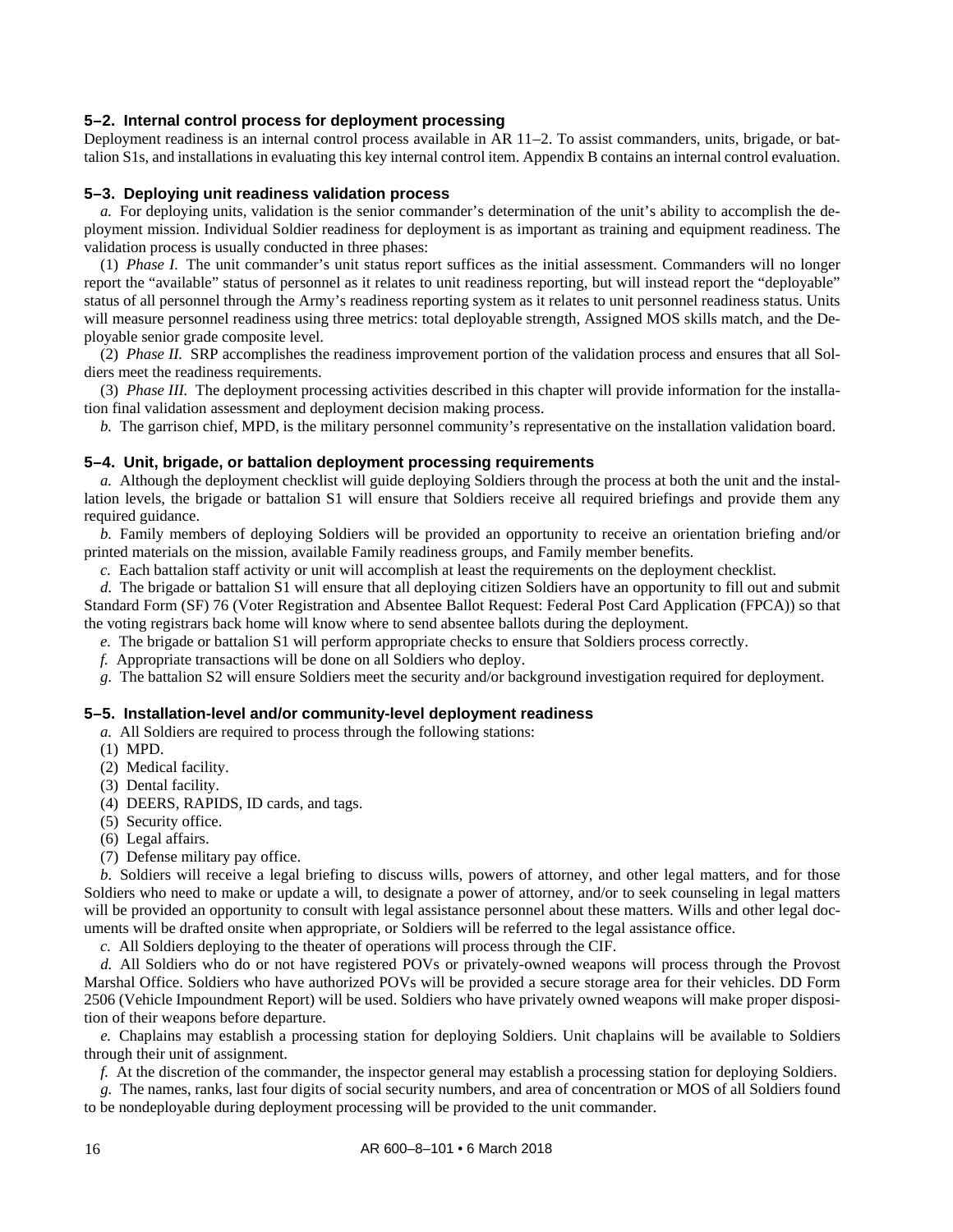### 5–2. Internal control process for deployment processing

Deployment readiness is an internal control process available in AR 11–2. To assist commanders, units, brigade, or battalion S1s, and installations in evaluating this key internal control item. Appendix B contains an internal control evaluation.

### 5–3. Deploying unit readiness validation process

*a.* For deploying units, validation is the senior commander's determination of the unit's ability to accomplish the deployment mission. Individual Soldier readiness for deployment is as important as training and equipment readiness. The validation process is usually conducted in three phases:

(1) *Phase I.* The unit commander's unit status report suffices as the initial assessment. Commanders will no longer report the "available" status of personnel as it relates to unit readiness reporting, but will instead report the "deployable" status of all personnel through the Army's readiness reporting system as it relates to unit personnel readiness status. Units will measure personnel readiness using three metrics: total deployable strength, Assigned MOS skills match, and the Deployable senior grade composite level.

(2) *Phase II.* SRP accomplishes the readiness improvement portion of the validation process and ensures that all Soldiers meet the readiness requirements.

(3) *Phase III.* The deployment processing activities described in this chapter will provide information for the installation final validation assessment and deployment decision making process.

*b.* The garrison chief, MPD, is the military personnel community's representative on the installation validation board.

### 5–4. Unit, brigade, or battalion deployment processing requirements

*a.* Although the deployment checklist will guide deploying Soldiers through the process at both the unit and the installation levels, the brigade or battalion S1 will ensure that Soldiers receive all required briefings and provide them any required guidance.

*b.* Family members of deploying Soldiers will be provided an opportunity to receive an orientation briefing and/or printed materials on the mission, available Family readiness groups, and Family member benefits.

*c.* Each battalion staff activity or unit will accomplish at least the requirements on the deployment checklist.

*d.* The brigade or battalion S1 will ensure that all deploying citizen Soldiers have an opportunity to fill out and submit Standard Form (SF) 76 (Voter Registration and Absentee Ballot Request: Federal Post Card Application (FPCA)) so that the voting registrars back home will know where to send absentee ballots during the deployment.

*e.* The brigade or battalion S1 will perform appropriate checks to ensure that Soldiers process correctly.

*f.* Appropriate transactions will be done on all Soldiers who deploy.

*g.* The battalion S2 will ensure Soldiers meet the security and/or background investigation required for deployment.

### 5–5. Installation-level and/or community-level deployment readiness

*a.* All Soldiers are required to process through the following stations:

(1) MPD.

(2) Medical facility.

(3) Dental facility.

(4) DEERS, RAPIDS, ID cards, and tags.

(5) Security office.

(6) Legal affairs.

(7) Defense military pay office.

*b.* Soldiers will receive a legal briefing to discuss wills, powers of attorney, and other legal matters, and for those Soldiers who need to make or update a will, to designate a power of attorney, and/or to seek counseling in legal matters will be provided an opportunity to consult with legal assistance personnel about these matters. Wills and other legal documents will be drafted onsite when appropriate, or Soldiers will be referred to the legal assistance office.

*c.* All Soldiers deploying to the theater of operations will process through the CIF.

*d.* All Soldiers who do or not have registered POVs or privately-owned weapons will process through the Provost Marshal Office. Soldiers who have authorized POVs will be provided a secure storage area for their vehicles. DD Form 2506 (Vehicle Impoundment Report) will be used. Soldiers who have privately owned weapons will make proper disposition of their weapons before departure.

*e.* Chaplains may establish a processing station for deploying Soldiers. Unit chaplains will be available to Soldiers through their unit of assignment.

*f.* At the discretion of the commander, the inspector general may establish a processing station for deploying Soldiers.

*g.* The names, ranks, last four digits of social security numbers, and area of concentration or MOS of all Soldiers found to be nondeployable during deployment processing will be provided to the unit commander.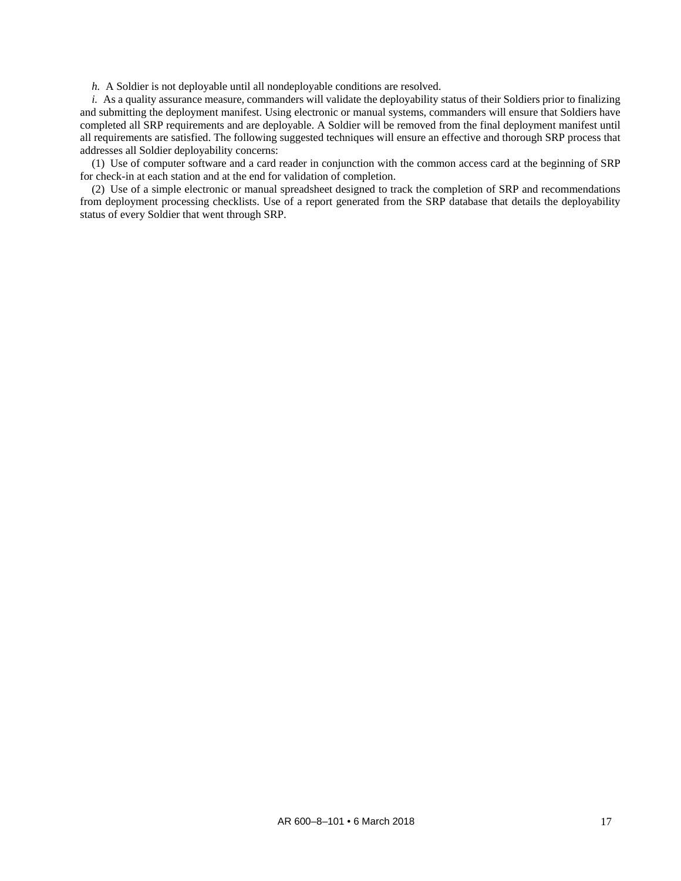*h.* A Soldier is not deployable until all nondeployable conditions are resolved.

*i.* As a quality assurance measure, commanders will validate the deployability status of their Soldiers prior to finalizing and submitting the deployment manifest. Using electronic or manual systems, commanders will ensure that Soldiers have completed all SRP requirements and are deployable. A Soldier will be removed from the final deployment manifest until all requirements are satisfied. The following suggested techniques will ensure an effective and thorough SRP process that addresses all Soldier deployability concerns:

(1) Use of computer software and a card reader in conjunction with the common access card at the beginning of SRP for check-in at each station and at the end for validation of completion.

(2) Use of a simple electronic or manual spreadsheet designed to track the completion of SRP and recommendations from deployment processing checklists. Use of a report generated from the SRP database that details the deployability status of every Soldier that went through SRP.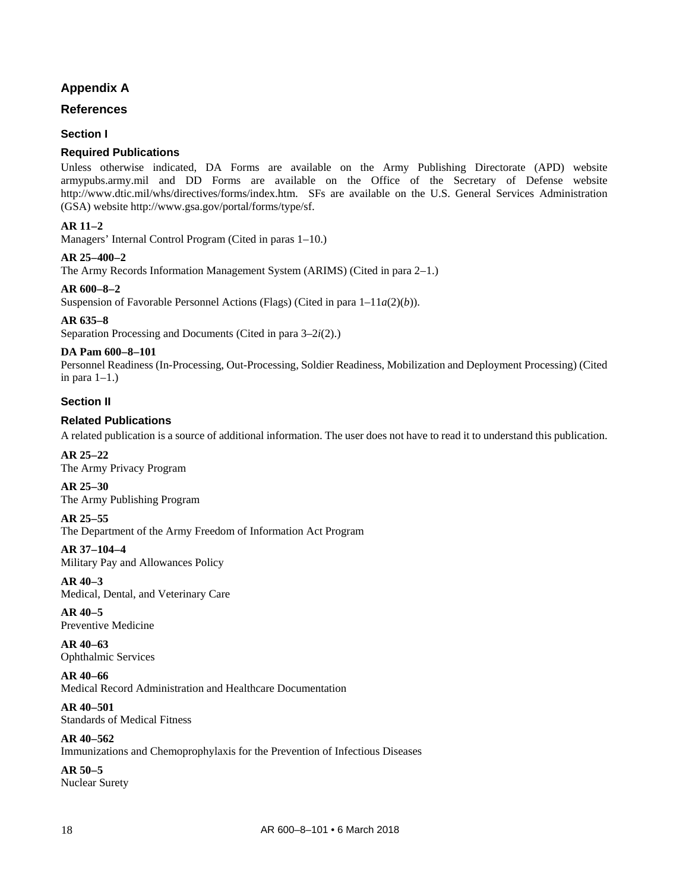# Appendix A

## References

### Section I

### Required Publications

Unless otherwise indicated, DA Forms are available on the Army Publishing Directorate (APD) website armypubs.army.mil and DD Forms are available on the Office of the Secretary of Defense website http://www.dtic.mil/whs/directives/forms/index.htm. SFs are available on the U.S. General Services Administration (GSA) website http://www.gsa.gov/portal/forms/type/sf.

**AR 11–2**
Managers' Internal Control Program (Cited in paras 1–10.)

**AR 25–400–2**
The Army Records Information Management System (ARIMS) (Cited in para 2–1.)

**AR 600–8–2**
Suspension of Favorable Personnel Actions (Flags) (Cited in para 1–11*a*(2)(*b*)).

**AR 635–8**
Separation Processing and Documents (Cited in para 3–2*i*(2).)

**DA Pam 600–8–101**
Personnel Readiness (In-Processing, Out-Processing, Soldier Readiness, Mobilization and Deployment Processing) (Cited in para 1–1.)

### Section II

### Related Publications

A related publication is a source of additional information. The user does not have to read it to understand this publication.

**AR 25–22**
The Army Privacy Program

**AR 25–30**
The Army Publishing Program

**AR 25–55**
The Department of the Army Freedom of Information Act Program

**AR 37–104–4**
Military Pay and Allowances Policy

**AR 40–3**
Medical, Dental, and Veterinary Care

**AR 40–5**
Preventive Medicine

**AR 40–63**
Ophthalmic Services

**AR 40–66**
Medical Record Administration and Healthcare Documentation

**AR 40–501**
Standards of Medical Fitness

**AR 40–562**
Immunizations and Chemoprophylaxis for the Prevention of Infectious Diseases

**AR 50–5**
Nuclear Surety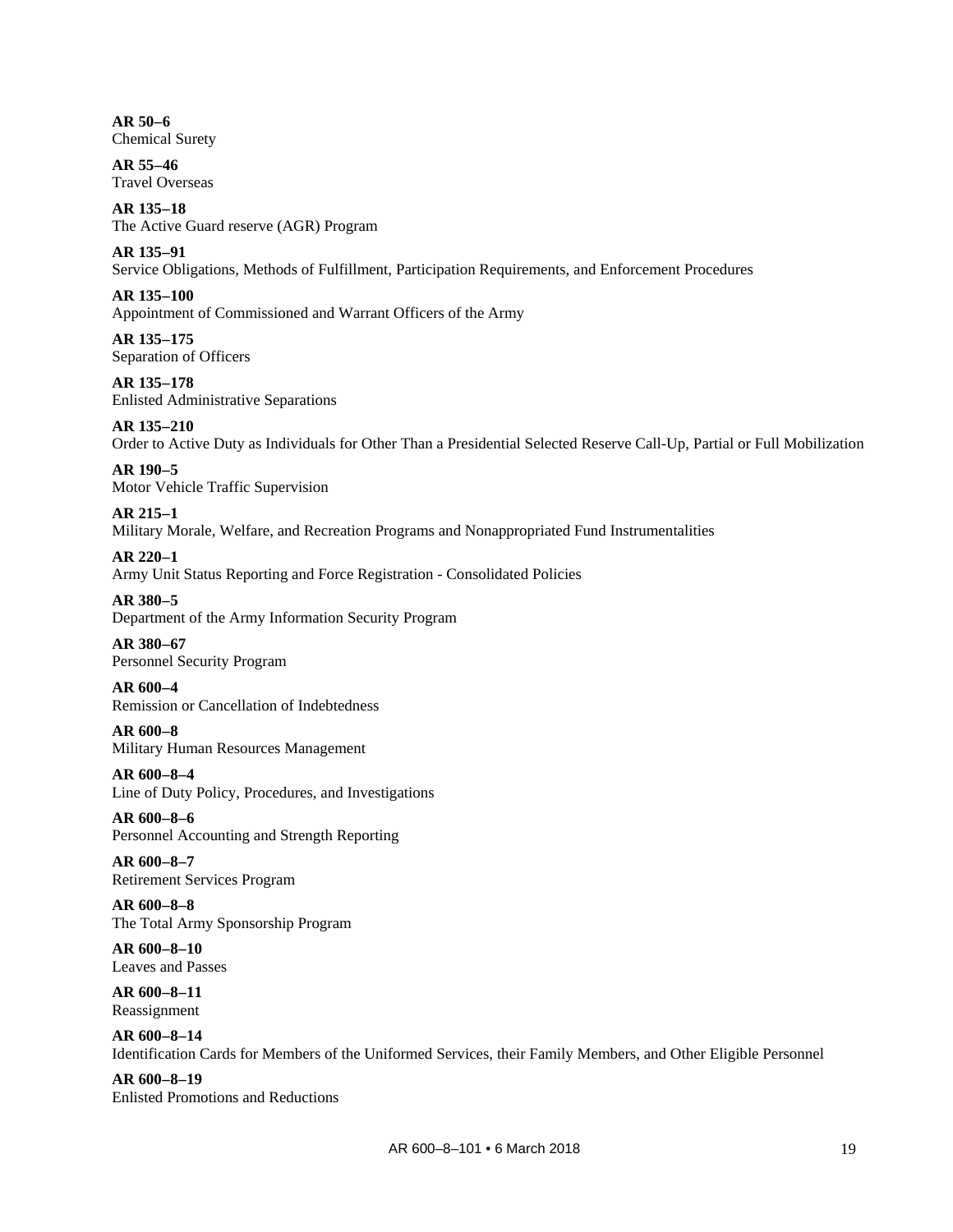**AR 50–6**
Chemical Surety

**AR 55–46**
Travel Overseas

**AR 135–18**
The Active Guard reserve (AGR) Program

**AR 135–91**
Service Obligations, Methods of Fulfillment, Participation Requirements, and Enforcement Procedures

**AR 135–100**
Appointment of Commissioned and Warrant Officers of the Army

**AR 135–175**
Separation of Officers

**AR 135–178**
Enlisted Administrative Separations

**AR 135–210**
Order to Active Duty as Individuals for Other Than a Presidential Selected Reserve Call-Up, Partial or Full Mobilization

**AR 190–5**
Motor Vehicle Traffic Supervision

**AR 215–1**
Military Morale, Welfare, and Recreation Programs and Nonappropriated Fund Instrumentalities

**AR 220–1**
Army Unit Status Reporting and Force Registration - Consolidated Policies

**AR 380–5**
Department of the Army Information Security Program

**AR 380–67**
Personnel Security Program

**AR 600–4**
Remission or Cancellation of Indebtedness

**AR 600–8**
Military Human Resources Management

**AR 600–8–4**
Line of Duty Policy, Procedures, and Investigations

**AR 600–8–6**
Personnel Accounting and Strength Reporting

**AR 600–8–7**
Retirement Services Program

**AR 600–8–8**
The Total Army Sponsorship Program

**AR 600–8–10**
Leaves and Passes

**AR 600–8–11**
Reassignment

**AR 600–8–14**
Identification Cards for Members of the Uniformed Services, their Family Members, and Other Eligible Personnel

**AR 600–8–19**
Enlisted Promotions and Reductions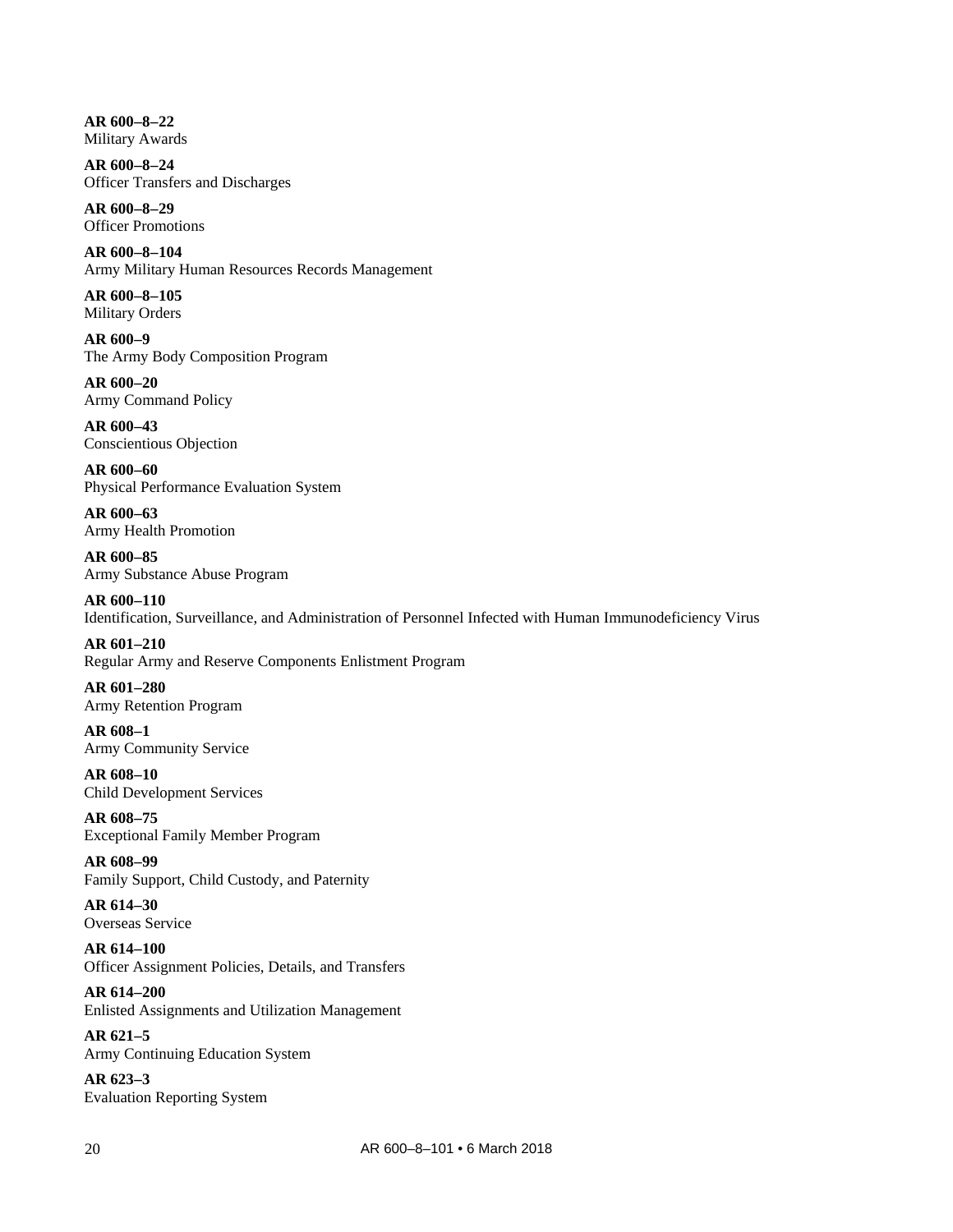**AR 600–8–22**
Military Awards

**AR 600–8–24**
Officer Transfers and Discharges

**AR 600–8–29**
Officer Promotions

**AR 600–8–104**
Army Military Human Resources Records Management

**AR 600–8–105**
Military Orders

**AR 600–9**
The Army Body Composition Program

**AR 600–20**
Army Command Policy

**AR 600–43**
Conscientious Objection

**AR 600–60**
Physical Performance Evaluation System

**AR 600–63**
Army Health Promotion

**AR 600–85**
Army Substance Abuse Program

**AR 600–110**
Identification, Surveillance, and Administration of Personnel Infected with Human Immunodeficiency Virus

**AR 601–210**
Regular Army and Reserve Components Enlistment Program

**AR 601–280**
Army Retention Program

**AR 608–1**
Army Community Service

**AR 608–10**
Child Development Services

**AR 608–75**
Exceptional Family Member Program

**AR 608–99**
Family Support, Child Custody, and Paternity

**AR 614–30**
Overseas Service

**AR 614–100**
Officer Assignment Policies, Details, and Transfers

**AR 614–200**
Enlisted Assignments and Utilization Management

**AR 621–5**
Army Continuing Education System

**AR 623–3**
Evaluation Reporting System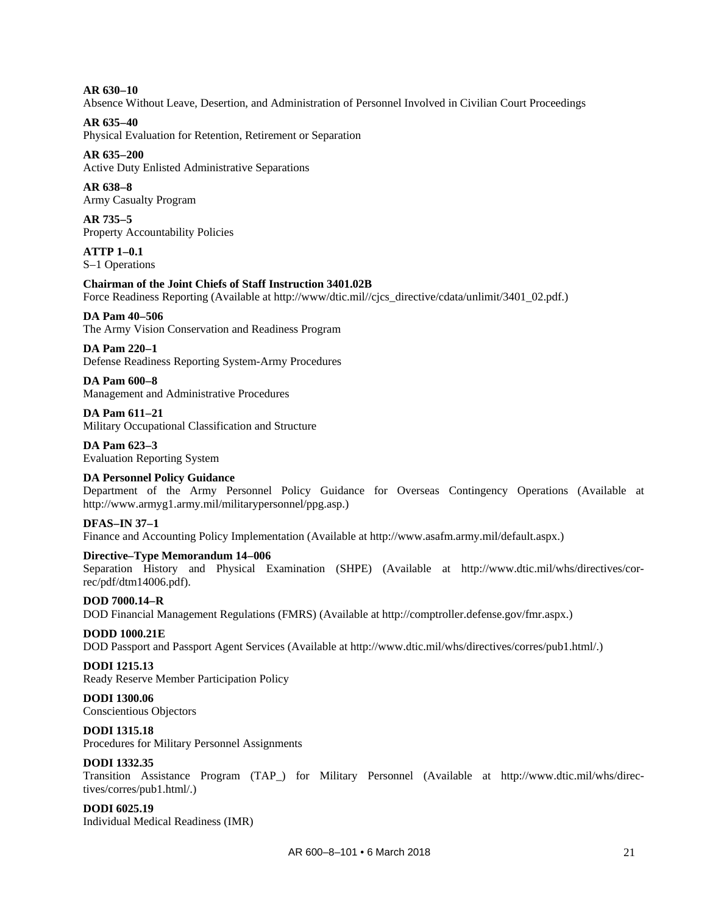**AR 630–10**
Absence Without Leave, Desertion, and Administration of Personnel Involved in Civilian Court Proceedings

**AR 635–40**
Physical Evaluation for Retention, Retirement or Separation

**AR 635–200**
Active Duty Enlisted Administrative Separations

**AR 638–8**
Army Casualty Program

**AR 735–5**
Property Accountability Policies

**ATTP 1–0.1**
S–1 Operations

**Chairman of the Joint Chiefs of Staff Instruction 3401.02B**
Force Readiness Reporting (Available at http://www/dtic.mil//cjcs_directive/cdata/unlimit/3401_02.pdf.)

**DA Pam 40–506**
The Army Vision Conservation and Readiness Program

**DA Pam 220–1**
Defense Readiness Reporting System-Army Procedures

**DA Pam 600–8**
Management and Administrative Procedures

**DA Pam 611–21**
Military Occupational Classification and Structure

**DA Pam 623–3**
Evaluation Reporting System

**DA Personnel Policy Guidance**
Department of the Army Personnel Policy Guidance for Overseas Contingency Operations (Available at http://www.armyg1.army.mil/militarypersonnel/ppg.asp.)

**DFAS–IN 37–1**
Finance and Accounting Policy Implementation (Available at http://www.asafm.army.mil/default.aspx.)

**Directive–Type Memorandum 14–006**
Separation History and Physical Examination (SHPE) (Available at http://www.dtic.mil/whs/directives/correc/pdf/dtm14006.pdf).

**DOD 7000.14–R**
DOD Financial Management Regulations (FMRS) (Available at http://comptroller.defense.gov/fmr.aspx.)

**DODD 1000.21E**
DOD Passport and Passport Agent Services (Available at http://www.dtic.mil/whs/directives/corres/pub1.html/.)

**DODI 1215.13**
Ready Reserve Member Participation Policy

**DODI 1300.06**
Conscientious Objectors

**DODI 1315.18**
Procedures for Military Personnel Assignments

**DODI 1332.35**
Transition Assistance Program (TAP_) for Military Personnel (Available at http://www.dtic.mil/whs/directives/corres/pub1.html/.)

**DODI 6025.19**
Individual Medical Readiness (IMR)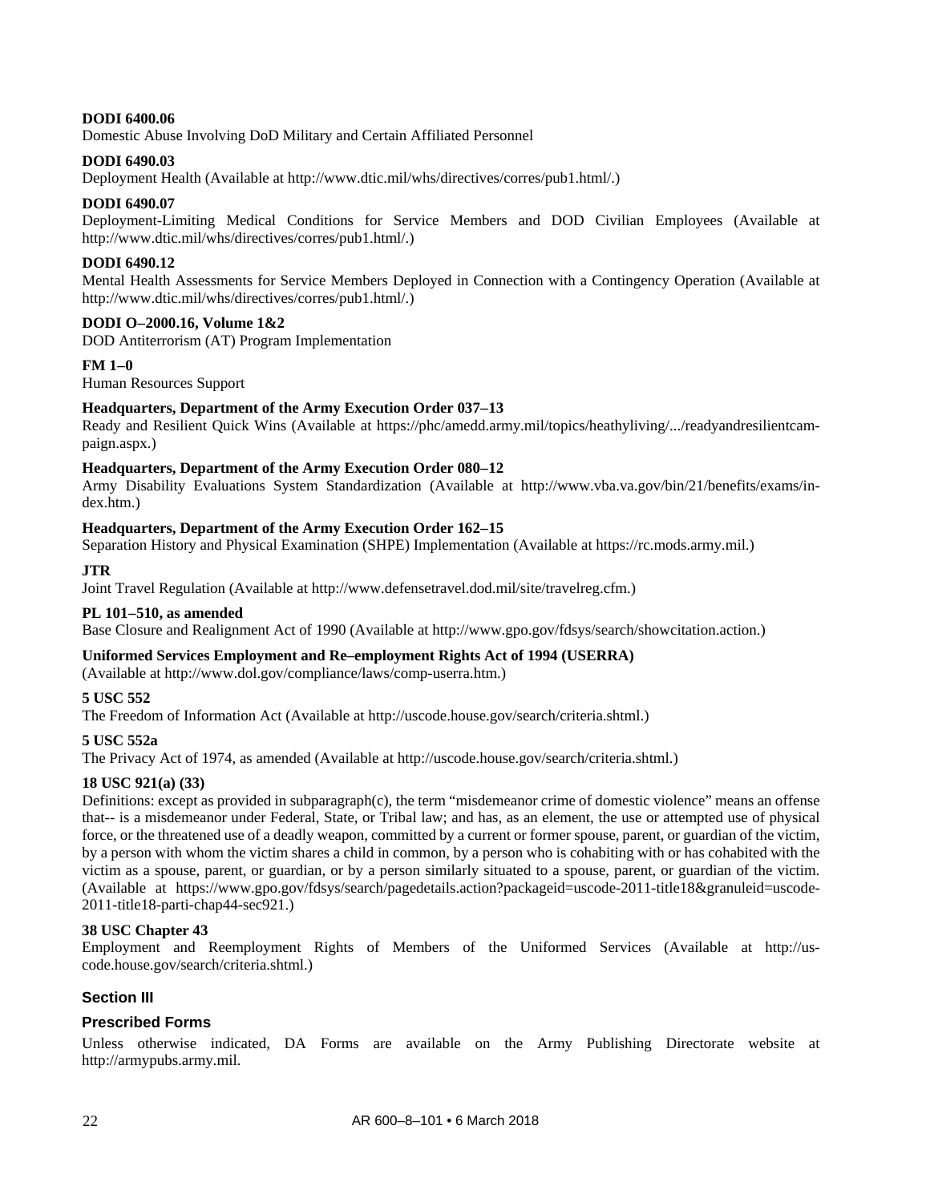**DODI 6400.06**
Domestic Abuse Involving DoD Military and Certain Affiliated Personnel

**DODI 6490.03**
Deployment Health (Available at http://www.dtic.mil/whs/directives/corres/pub1.html/.)

**DODI 6490.07**
Deployment-Limiting Medical Conditions for Service Members and DOD Civilian Employees (Available at http://www.dtic.mil/whs/directives/corres/pub1.html/.)

**DODI 6490.12**
Mental Health Assessments for Service Members Deployed in Connection with a Contingency Operation (Available at http://www.dtic.mil/whs/directives/corres/pub1.html/.)

**DODI O–2000.16, Volume 1&2**
DOD Antiterrorism (AT) Program Implementation

**FM 1–0**
Human Resources Support

**Headquarters, Department of the Army Execution Order 037–13**
Ready and Resilient Quick Wins (Available at https://phc/amedd.army.mil/topics/heathyliving/.../readyandresilientcampaign.aspx.)

**Headquarters, Department of the Army Execution Order 080–12**
Army Disability Evaluations System Standardization (Available at http://www.vba.va.gov/bin/21/benefits/exams/index.htm.)

**Headquarters, Department of the Army Execution Order 162–15**
Separation History and Physical Examination (SHPE) Implementation (Available at https://rc.mods.army.mil.)

**JTR**
Joint Travel Regulation (Available at http://www.defensetravel.dod.mil/site/travelreg.cfm.)

**PL 101–510, as amended**
Base Closure and Realignment Act of 1990 (Available at http://www.gpo.gov/fdsys/search/showcitation.action.)

**Uniformed Services Employment and Re–employment Rights Act of 1994 (USERRA)**
(Available at http://www.dol.gov/compliance/laws/comp-userra.htm.)

**5 USC 552**
The Freedom of Information Act (Available at http://uscode.house.gov/search/criteria.shtml.)

**5 USC 552a**
The Privacy Act of 1974, as amended (Available at http://uscode.house.gov/search/criteria.shtml.)

**18 USC 921(a) (33)**
Definitions: except as provided in subparagraph(c), the term "misdemeanor crime of domestic violence" means an offense that-- is a misdemeanor under Federal, State, or Tribal law; and has, as an element, the use or attempted use of physical force, or the threatened use of a deadly weapon, committed by a current or former spouse, parent, or guardian of the victim, by a person with whom the victim shares a child in common, by a person who is cohabiting with or has cohabited with the victim as a spouse, parent, or guardian, or by a person similarly situated to a spouse, parent, or guardian of the victim. (Available at https://www.gpo.gov/fdsys/search/pagedetails.action?packageid=uscode-2011-title18&granuleid=uscode-2011-title18-parti-chap44-sec921.)

**38 USC Chapter 43**
Employment and Reemployment Rights of Members of the Uniformed Services (Available at http://uscode.house.gov/search/criteria.shtml.)

## Section III

## Prescribed Forms

Unless otherwise indicated, DA Forms are available on the Army Publishing Directorate website at http://armypubs.army.mil.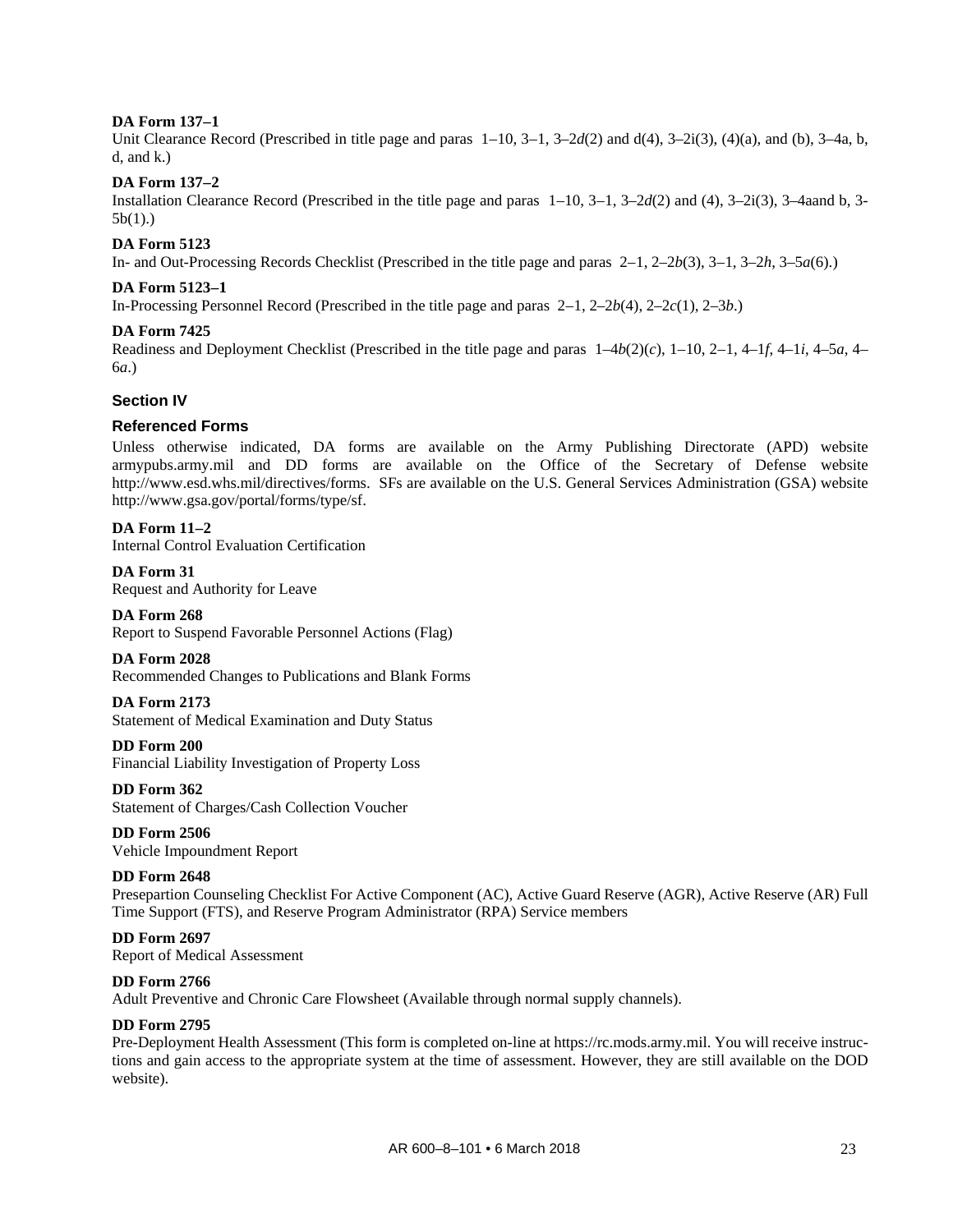**DA Form 137–1**
Unit Clearance Record (Prescribed in title page and paras 1–10, 3–1, 3–2*d*(2) and d(4), 3–2i(3), (4)(a), and (b), 3–4a, b, d, and k.)

**DA Form 137–2**
Installation Clearance Record (Prescribed in the title page and paras 1–10, 3–1, 3–2*d*(2) and (4), 3–2i(3), 3–4aand b, 3-5b(1).)

**DA Form 5123**
In- and Out-Processing Records Checklist (Prescribed in the title page and paras 2–1, 2–2*b*(3), 3–1, 3–2*h*, 3–5*a*(6).)

**DA Form 5123–1**
In-Processing Personnel Record (Prescribed in the title page and paras 2–1, 2–2*b*(4), 2–2*c*(1), 2–3*b*.)

**DA Form 7425**
Readiness and Deployment Checklist (Prescribed in the title page and paras 1–4*b*(2)(*c*), 1–10, 2–1, 4–1*f*, 4–1*i*, 4–5*a*, 4–6*a*.)

## Section IV

### Referenced Forms

Unless otherwise indicated, DA forms are available on the Army Publishing Directorate (APD) website armypubs.army.mil and DD forms are available on the Office of the Secretary of Defense website http://www.esd.whs.mil/directives/forms. SFs are available on the U.S. General Services Administration (GSA) website http://www.gsa.gov/portal/forms/type/sf.

**DA Form 11–2**
Internal Control Evaluation Certification

**DA Form 31**
Request and Authority for Leave

**DA Form 268**
Report to Suspend Favorable Personnel Actions (Flag)

**DA Form 2028**
Recommended Changes to Publications and Blank Forms

**DA Form 2173**
Statement of Medical Examination and Duty Status

**DD Form 200**
Financial Liability Investigation of Property Loss

**DD Form 362**
Statement of Charges/Cash Collection Voucher

**DD Form 2506**
Vehicle Impoundment Report

**DD Form 2648**
Presepartion Counseling Checklist For Active Component (AC), Active Guard Reserve (AGR), Active Reserve (AR) Full Time Support (FTS), and Reserve Program Administrator (RPA) Service members

**DD Form 2697**
Report of Medical Assessment

**DD Form 2766**
Adult Preventive and Chronic Care Flowsheet (Available through normal supply channels).

**DD Form 2795**
Pre-Deployment Health Assessment (This form is completed on-line at https://rc.mods.army.mil. You will receive instructions and gain access to the appropriate system at the time of assessment. However, they are still available on the DOD website).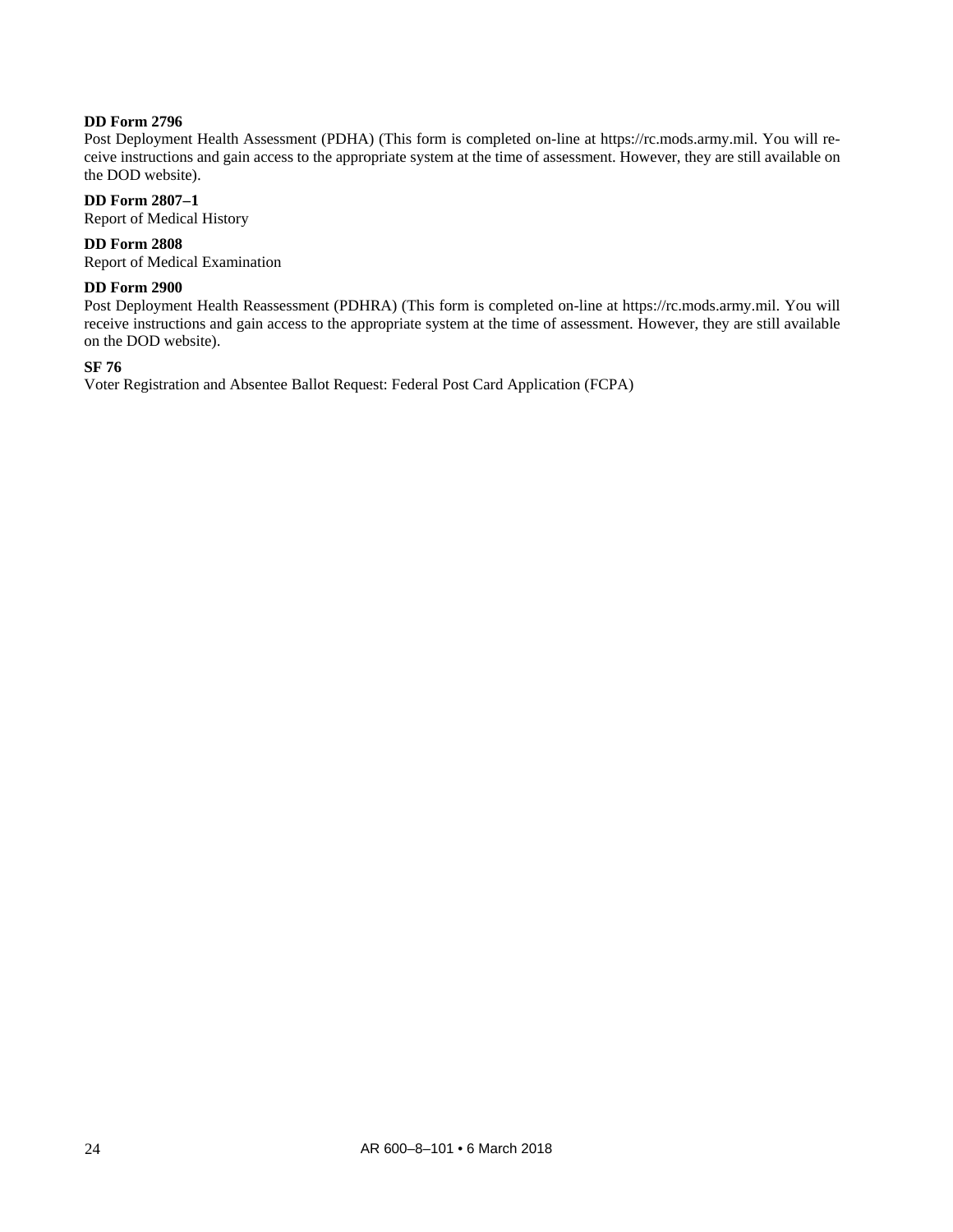**DD Form 2796**
Post Deployment Health Assessment (PDHA) (This form is completed on-line at https://rc.mods.army.mil. You will receive instructions and gain access to the appropriate system at the time of assessment. However, they are still available on the DOD website).

**DD Form 2807–1**
Report of Medical History

**DD Form 2808**
Report of Medical Examination

**DD Form 2900**
Post Deployment Health Reassessment (PDHRA) (This form is completed on-line at https://rc.mods.army.mil. You will receive instructions and gain access to the appropriate system at the time of assessment. However, they are still available on the DOD website).

**SF 76**
Voter Registration and Absentee Ballot Request: Federal Post Card Application (FCPA)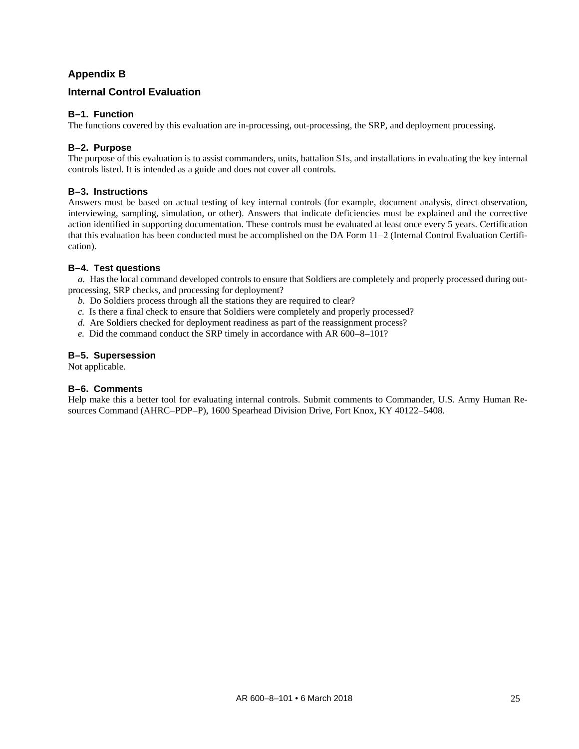# Appendix B

## Internal Control Evaluation

### B–1. Function

The functions covered by this evaluation are in-processing, out-processing, the SRP, and deployment processing.

### B–2. Purpose

The purpose of this evaluation is to assist commanders, units, battalion S1s, and installations in evaluating the key internal controls listed. It is intended as a guide and does not cover all controls.

### B–3. Instructions

Answers must be based on actual testing of key internal controls (for example, document analysis, direct observation, interviewing, sampling, simulation, or other). Answers that indicate deficiencies must be explained and the corrective action identified in supporting documentation. These controls must be evaluated at least once every 5 years. Certification that this evaluation has been conducted must be accomplished on the DA Form 11–2 (Internal Control Evaluation Certification).

### B–4. Test questions

*a.* Has the local command developed controls to ensure that Soldiers are completely and properly processed during out-processing, SRP checks, and processing for deployment?

*b.* Do Soldiers process through all the stations they are required to clear?

*c.* Is there a final check to ensure that Soldiers were completely and properly processed?

*d.* Are Soldiers checked for deployment readiness as part of the reassignment process?

*e.* Did the command conduct the SRP timely in accordance with AR 600–8–101?

### B–5. Supersession

Not applicable.

### B–6. Comments

Help make this a better tool for evaluating internal controls. Submit comments to Commander, U.S. Army Human Resources Command (AHRC–PDP–P), 1600 Spearhead Division Drive, Fort Knox, KY 40122–5408.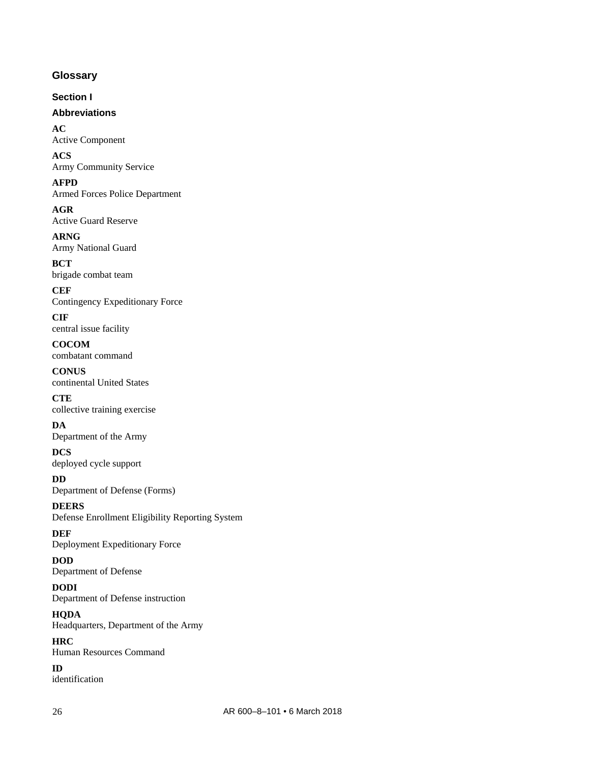## Glossary

### Section I

### Abbreviations

**AC**
Active Component

**ACS**
Army Community Service

**AFPD**
Armed Forces Police Department

**AGR**
Active Guard Reserve

**ARNG**
Army National Guard

**BCT**
brigade combat team

**CEF**
Contingency Expeditionary Force

**CIF**
central issue facility

**COCOM**
combatant command

**CONUS**
continental United States

**CTE**
collective training exercise

**DA**
Department of the Army

**DCS**
deployed cycle support

**DD**
Department of Defense (Forms)

**DEERS**
Defense Enrollment Eligibility Reporting System

**DEF**
Deployment Expeditionary Force

**DOD**
Department of Defense

**DODI**
Department of Defense instruction

**HQDA**
Headquarters, Department of the Army

**HRC**
Human Resources Command

**ID**
identification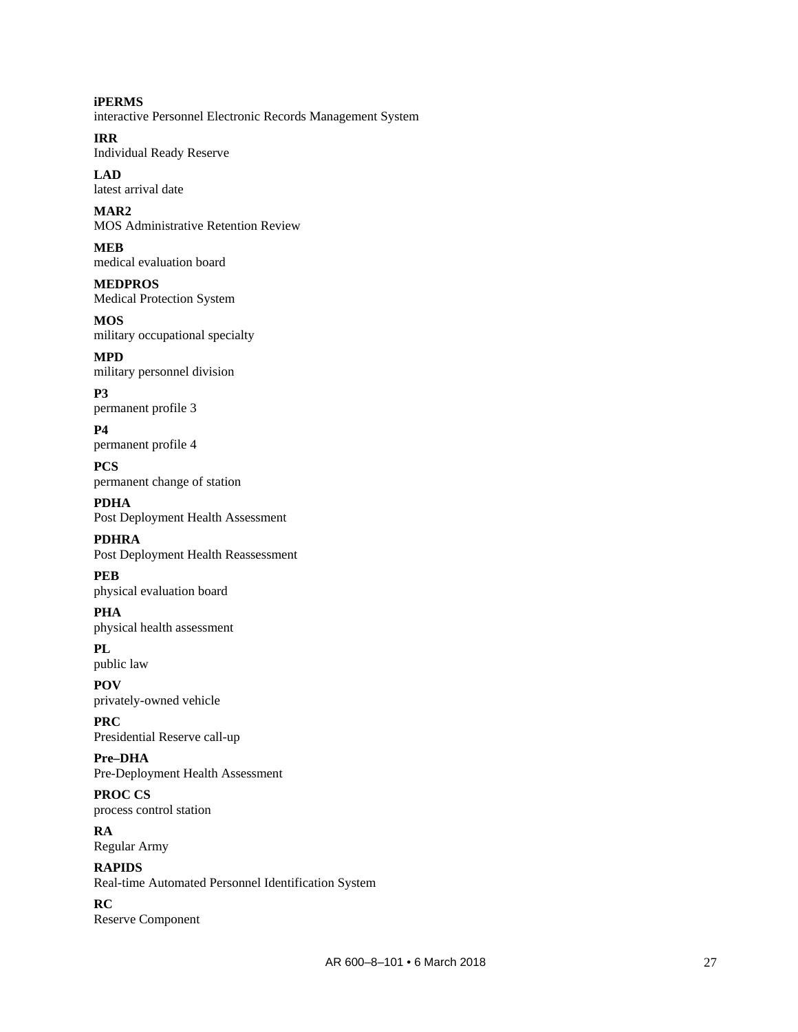**iPERMS**
interactive Personnel Electronic Records Management System

**IRR**
Individual Ready Reserve

**LAD**
latest arrival date

**MAR2**
MOS Administrative Retention Review

**MEB**
medical evaluation board

**MEDPROS**
Medical Protection System

**MOS**
military occupational specialty

**MPD**
military personnel division

**P3**
permanent profile 3

**P4**
permanent profile 4

**PCS**
permanent change of station

**PDHA**
Post Deployment Health Assessment

**PDHRA**
Post Deployment Health Reassessment

**PEB**
physical evaluation board

**PHA**
physical health assessment

**PL**
public law

**POV**
privately-owned vehicle

**PRC**
Presidential Reserve call-up

**Pre–DHA**
Pre-Deployment Health Assessment

**PROC CS**
process control station

**RA**
Regular Army

**RAPIDS**
Real-time Automated Personnel Identification System

**RC**
Reserve Component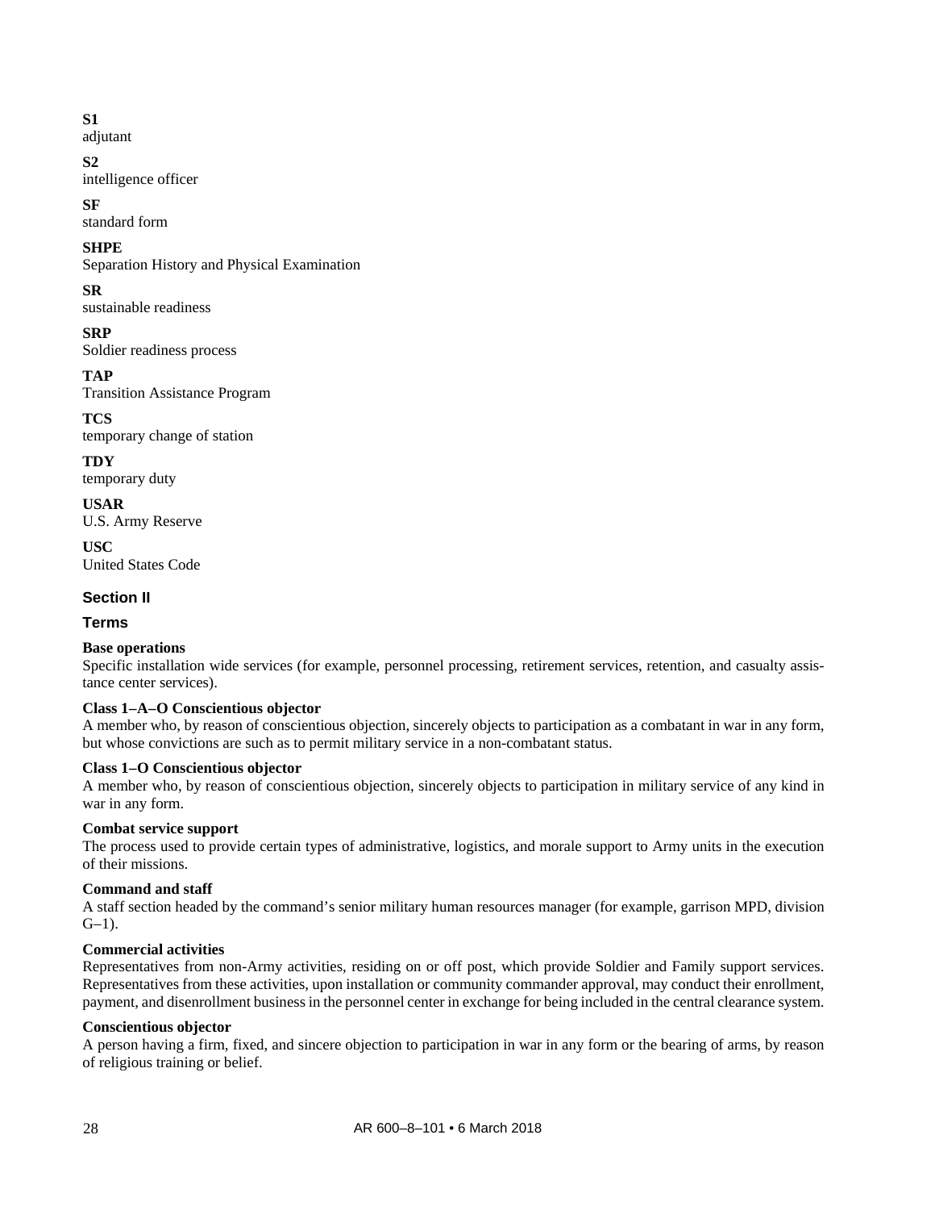**S1**
adjutant

**S2**
intelligence officer

**SF**
standard form

**SHPE**
Separation History and Physical Examination

**SR**
sustainable readiness

**SRP**
Soldier readiness process

**TAP**
Transition Assistance Program

**TCS**
temporary change of station

**TDY**
temporary duty

**USAR**
U.S. Army Reserve

**USC**
United States Code

## Section II

## Terms

**Base operations**
Specific installation wide services (for example, personnel processing, retirement services, retention, and casualty assistance center services).

**Class 1–A–O Conscientious objector**
A member who, by reason of conscientious objection, sincerely objects to participation as a combatant in war in any form, but whose convictions are such as to permit military service in a non-combatant status.

**Class 1–O Conscientious objector**
A member who, by reason of conscientious objection, sincerely objects to participation in military service of any kind in war in any form.

**Combat service support**
The process used to provide certain types of administrative, logistics, and morale support to Army units in the execution of their missions.

**Command and staff**
A staff section headed by the command's senior military human resources manager (for example, garrison MPD, division G–1).

**Commercial activities**
Representatives from non-Army activities, residing on or off post, which provide Soldier and Family support services. Representatives from these activities, upon installation or community commander approval, may conduct their enrollment, payment, and disenrollment business in the personnel center in exchange for being included in the central clearance system.

**Conscientious objector**
A person having a firm, fixed, and sincere objection to participation in war in any form or the bearing of arms, by reason of religious training or belief.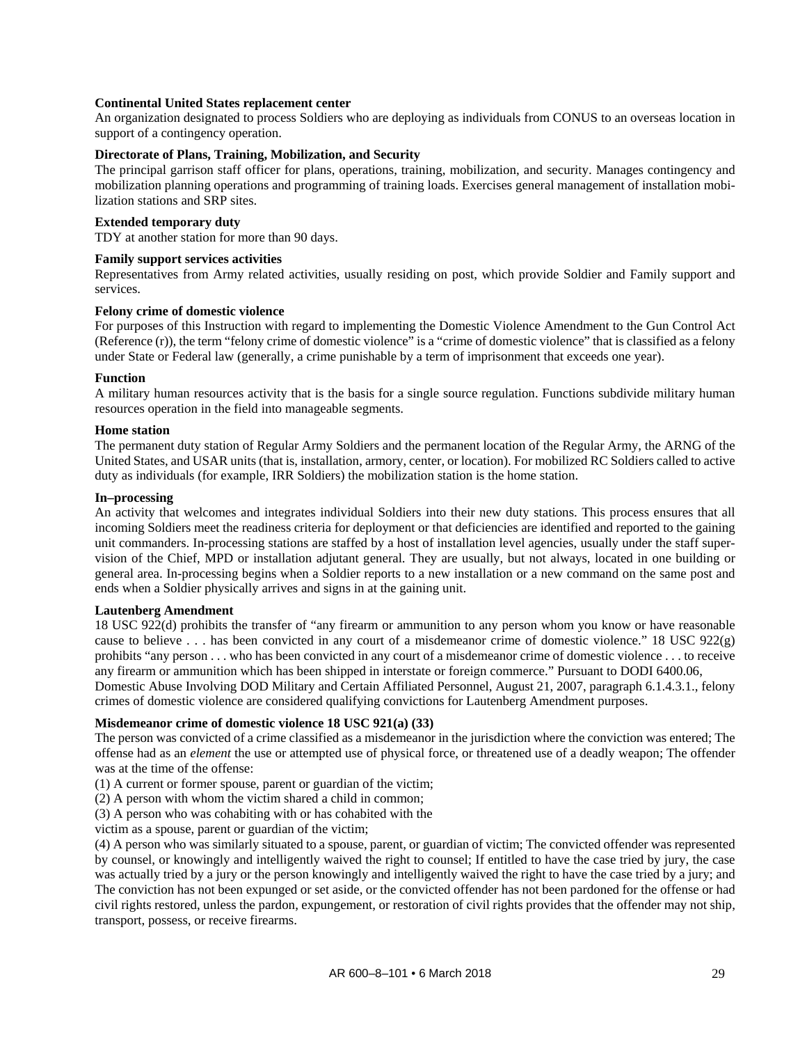**Continental United States replacement center**
An organization designated to process Soldiers who are deploying as individuals from CONUS to an overseas location in support of a contingency operation.

**Directorate of Plans, Training, Mobilization, and Security**
The principal garrison staff officer for plans, operations, training, mobilization, and security. Manages contingency and mobilization planning operations and programming of training loads. Exercises general management of installation mobilization stations and SRP sites.

**Extended temporary duty**
TDY at another station for more than 90 days.

**Family support services activities**
Representatives from Army related activities, usually residing on post, which provide Soldier and Family support and services.

**Felony crime of domestic violence**
For purposes of this Instruction with regard to implementing the Domestic Violence Amendment to the Gun Control Act (Reference (r)), the term "felony crime of domestic violence" is a "crime of domestic violence" that is classified as a felony under State or Federal law (generally, a crime punishable by a term of imprisonment that exceeds one year).

**Function**
A military human resources activity that is the basis for a single source regulation. Functions subdivide military human resources operation in the field into manageable segments.

**Home station**
The permanent duty station of Regular Army Soldiers and the permanent location of the Regular Army, the ARNG of the United States, and USAR units (that is, installation, armory, center, or location). For mobilized RC Soldiers called to active duty as individuals (for example, IRR Soldiers) the mobilization station is the home station.

**In–processing**
An activity that welcomes and integrates individual Soldiers into their new duty stations. This process ensures that all incoming Soldiers meet the readiness criteria for deployment or that deficiencies are identified and reported to the gaining unit commanders. In-processing stations are staffed by a host of installation level agencies, usually under the staff supervision of the Chief, MPD or installation adjutant general. They are usually, but not always, located in one building or general area. In-processing begins when a Soldier reports to a new installation or a new command on the same post and ends when a Soldier physically arrives and signs in at the gaining unit.

**Lautenberg Amendment**
18 USC 922(d) prohibits the transfer of "any firearm or ammunition to any person whom you know or have reasonable cause to believe . . . has been convicted in any court of a misdemeanor crime of domestic violence." 18 USC 922(g) prohibits "any person . . . who has been convicted in any court of a misdemeanor crime of domestic violence . . . to receive any firearm or ammunition which has been shipped in interstate or foreign commerce." Pursuant to DODI 6400.06, Domestic Abuse Involving DOD Military and Certain Affiliated Personnel, August 21, 2007, paragraph 6.1.4.3.1., felony crimes of domestic violence are considered qualifying convictions for Lautenberg Amendment purposes.

**Misdemeanor crime of domestic violence 18 USC 921(a) (33)**
The person was convicted of a crime classified as a misdemeanor in the jurisdiction where the conviction was entered; The offense had as an *element* the use or attempted use of physical force, or threatened use of a deadly weapon; The offender was at the time of the offense:
(1) A current or former spouse, parent or guardian of the victim;
(2) A person with whom the victim shared a child in common;
(3) A person who was cohabiting with or has cohabited with the
victim as a spouse, parent or guardian of the victim;
(4) A person who was similarly situated to a spouse, parent, or guardian of victim; The convicted offender was represented by counsel, or knowingly and intelligently waived the right to counsel; If entitled to have the case tried by jury, the case was actually tried by a jury or the person knowingly and intelligently waived the right to have the case tried by a jury; and The conviction has not been expunged or set aside, or the convicted offender has not been pardoned for the offense or had civil rights restored, unless the pardon, expungement, or restoration of civil rights provides that the offender may not ship, transport, possess, or receive firearms.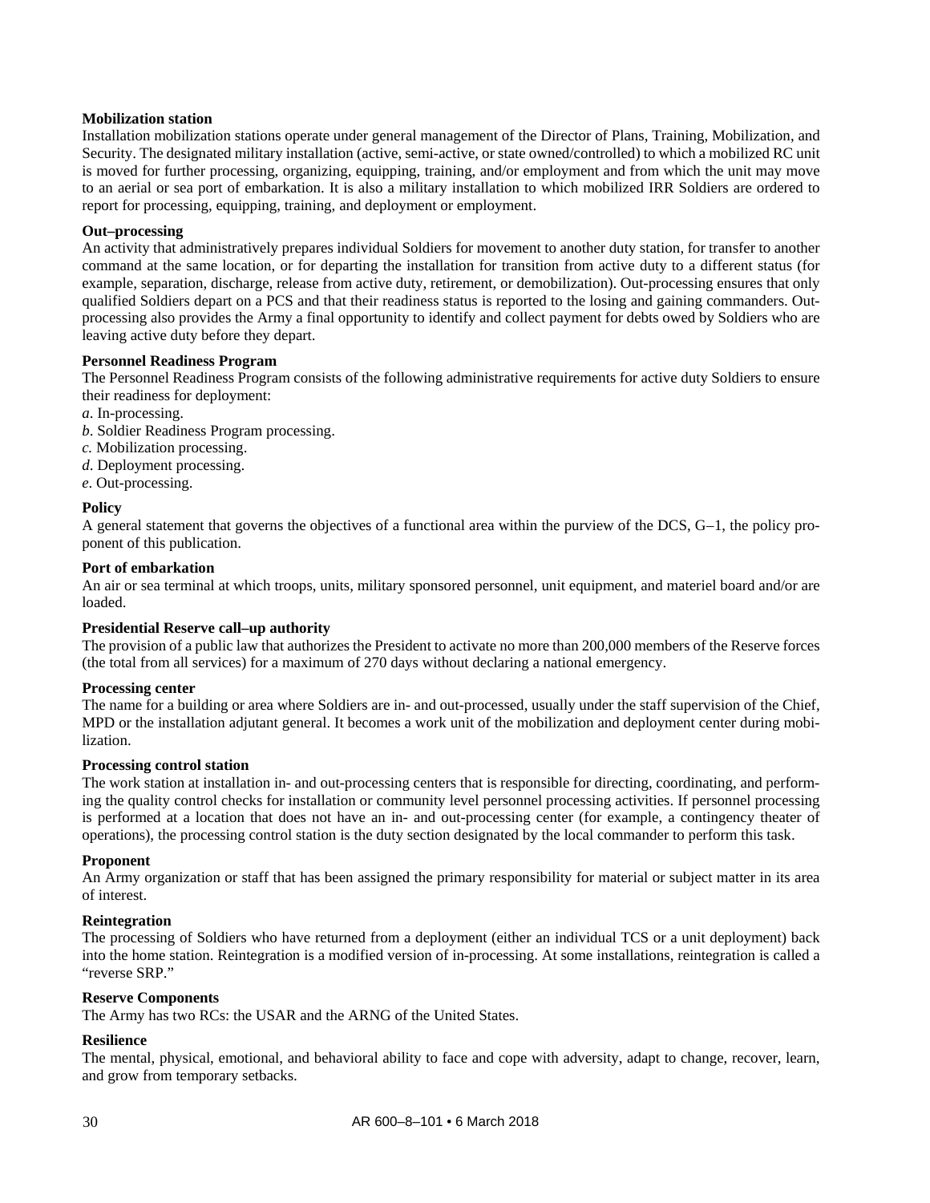**Mobilization station**

Installation mobilization stations operate under general management of the Director of Plans, Training, Mobilization, and Security. The designated military installation (active, semi-active, or state owned/controlled) to which a mobilized RC unit is moved for further processing, organizing, equipping, training, and/or employment and from which the unit may move to an aerial or sea port of embarkation. It is also a military installation to which mobilized IRR Soldiers are ordered to report for processing, equipping, training, and deployment or employment.

**Out–processing**

An activity that administratively prepares individual Soldiers for movement to another duty station, for transfer to another command at the same location, or for departing the installation for transition from active duty to a different status (for example, separation, discharge, release from active duty, retirement, or demobilization). Out-processing ensures that only qualified Soldiers depart on a PCS and that their readiness status is reported to the losing and gaining commanders. Out-processing also provides the Army a final opportunity to identify and collect payment for debts owed by Soldiers who are leaving active duty before they depart.

**Personnel Readiness Program**

The Personnel Readiness Program consists of the following administrative requirements for active duty Soldiers to ensure their readiness for deployment:

*a.* In-processing.
*b.* Soldier Readiness Program processing.
*c.* Mobilization processing.
*d.* Deployment processing.
*e.* Out-processing.

**Policy**

A general statement that governs the objectives of a functional area within the purview of the DCS, G–1, the policy proponent of this publication.

**Port of embarkation**

An air or sea terminal at which troops, units, military sponsored personnel, unit equipment, and materiel board and/or are loaded.

**Presidential Reserve call–up authority**

The provision of a public law that authorizes the President to activate no more than 200,000 members of the Reserve forces (the total from all services) for a maximum of 270 days without declaring a national emergency.

**Processing center**

The name for a building or area where Soldiers are in- and out-processed, usually under the staff supervision of the Chief, MPD or the installation adjutant general. It becomes a work unit of the mobilization and deployment center during mobilization.

**Processing control station**

The work station at installation in- and out-processing centers that is responsible for directing, coordinating, and performing the quality control checks for installation or community level personnel processing activities. If personnel processing is performed at a location that does not have an in- and out-processing center (for example, a contingency theater of operations), the processing control station is the duty section designated by the local commander to perform this task.

**Proponent**

An Army organization or staff that has been assigned the primary responsibility for material or subject matter in its area of interest.

**Reintegration**

The processing of Soldiers who have returned from a deployment (either an individual TCS or a unit deployment) back into the home station. Reintegration is a modified version of in-processing. At some installations, reintegration is called a "reverse SRP."

**Reserve Components**

The Army has two RCs: the USAR and the ARNG of the United States.

**Resilience**

The mental, physical, emotional, and behavioral ability to face and cope with adversity, adapt to change, recover, learn, and grow from temporary setbacks.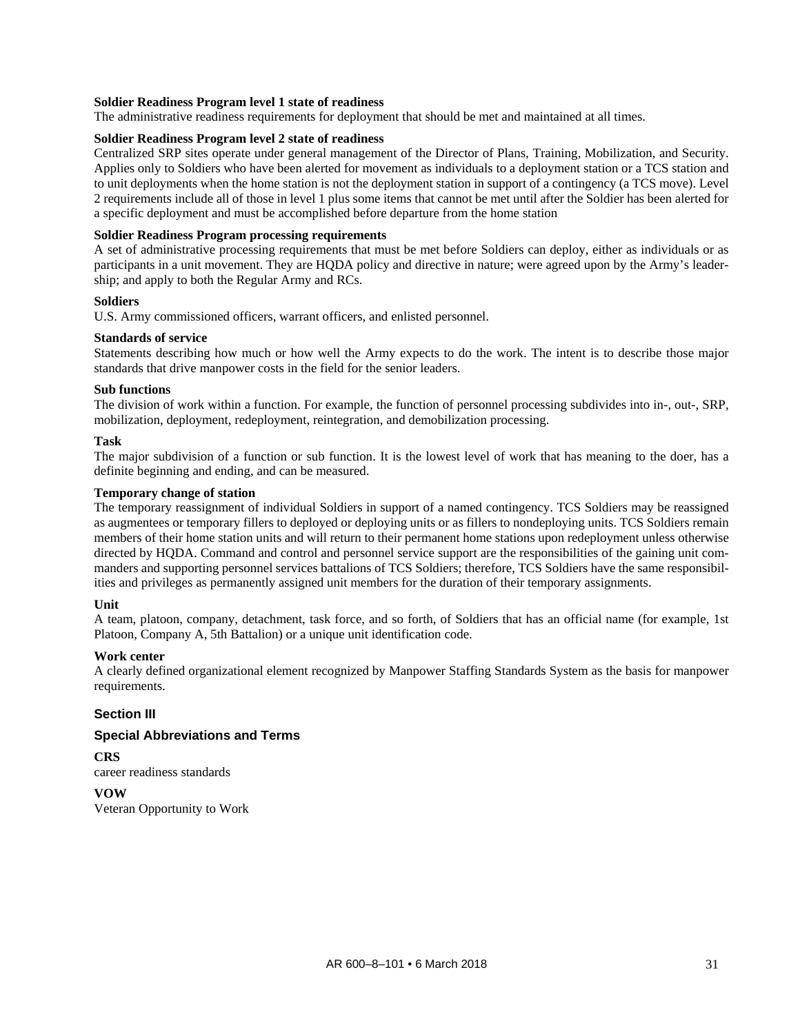**Soldier Readiness Program level 1 state of readiness**
The administrative readiness requirements for deployment that should be met and maintained at all times.

**Soldier Readiness Program level 2 state of readiness**
Centralized SRP sites operate under general management of the Director of Plans, Training, Mobilization, and Security. Applies only to Soldiers who have been alerted for movement as individuals to a deployment station or a TCS station and to unit deployments when the home station is not the deployment station in support of a contingency (a TCS move). Level 2 requirements include all of those in level 1 plus some items that cannot be met until after the Soldier has been alerted for a specific deployment and must be accomplished before departure from the home station

**Soldier Readiness Program processing requirements**
A set of administrative processing requirements that must be met before Soldiers can deploy, either as individuals or as participants in a unit movement. They are HQDA policy and directive in nature; were agreed upon by the Army's leadership; and apply to both the Regular Army and RCs.

**Soldiers**
U.S. Army commissioned officers, warrant officers, and enlisted personnel.

**Standards of service**
Statements describing how much or how well the Army expects to do the work. The intent is to describe those major standards that drive manpower costs in the field for the senior leaders.

**Sub functions**
The division of work within a function. For example, the function of personnel processing subdivides into in-, out-, SRP, mobilization, deployment, redeployment, reintegration, and demobilization processing.

**Task**
The major subdivision of a function or sub function. It is the lowest level of work that has meaning to the doer, has a definite beginning and ending, and can be measured.

**Temporary change of station**
The temporary reassignment of individual Soldiers in support of a named contingency. TCS Soldiers may be reassigned as augmentees or temporary fillers to deployed or deploying units or as fillers to nondeploying units. TCS Soldiers remain members of their home station units and will return to their permanent home stations upon redeployment unless otherwise directed by HQDA. Command and control and personnel service support are the responsibilities of the gaining unit commanders and supporting personnel services battalions of TCS Soldiers; therefore, TCS Soldiers have the same responsibilities and privileges as permanently assigned unit members for the duration of their temporary assignments.

**Unit**
A team, platoon, company, detachment, task force, and so forth, of Soldiers that has an official name (for example, 1st Platoon, Company A, 5th Battalion) or a unique unit identification code.

**Work center**
A clearly defined organizational element recognized by Manpower Staffing Standards System as the basis for manpower requirements.

## Section III

## Special Abbreviations and Terms

**CRS**
career readiness standards

**VOW**
Veteran Opportunity to Work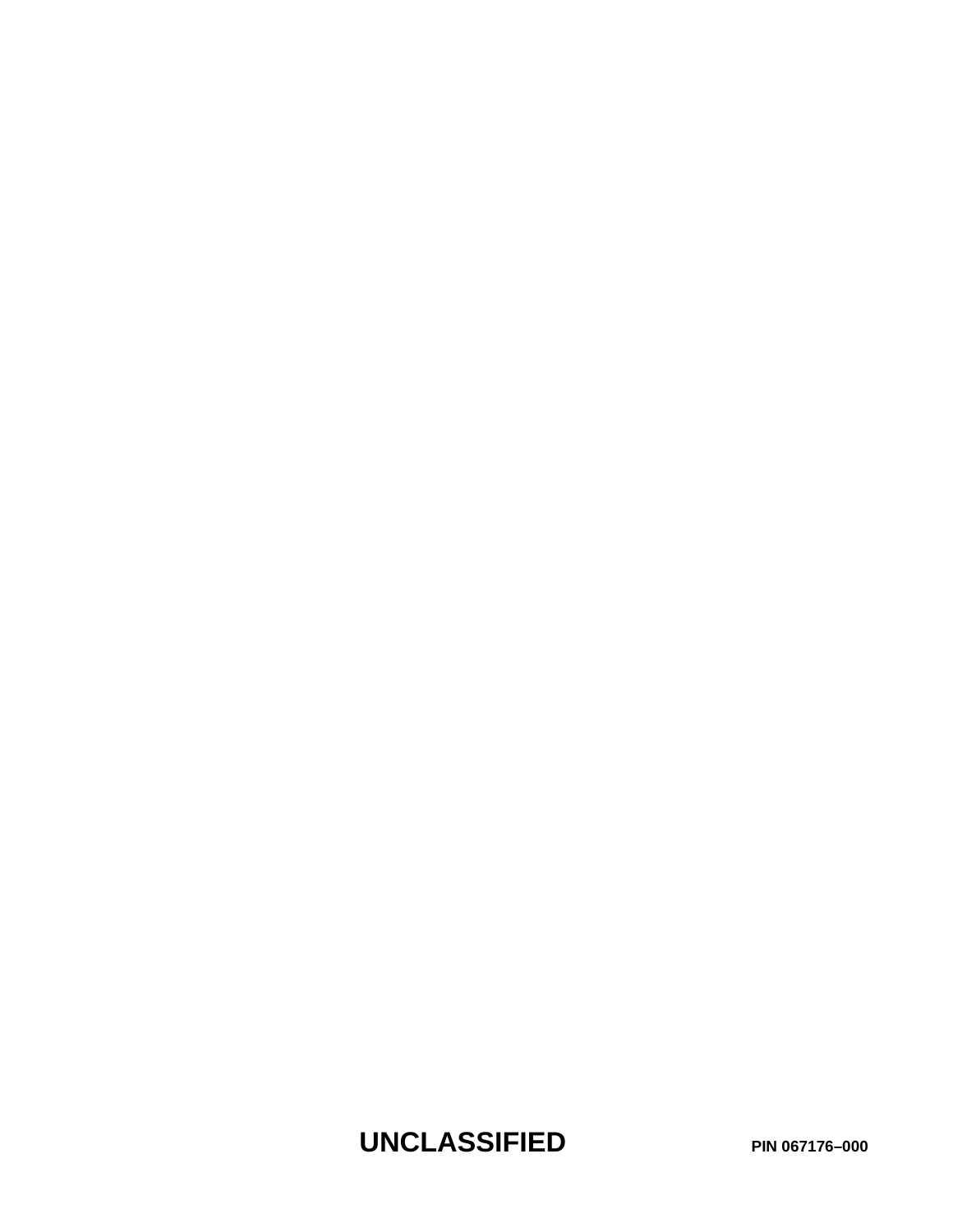**UNCLASSIFIED** **PIN 067176–000**